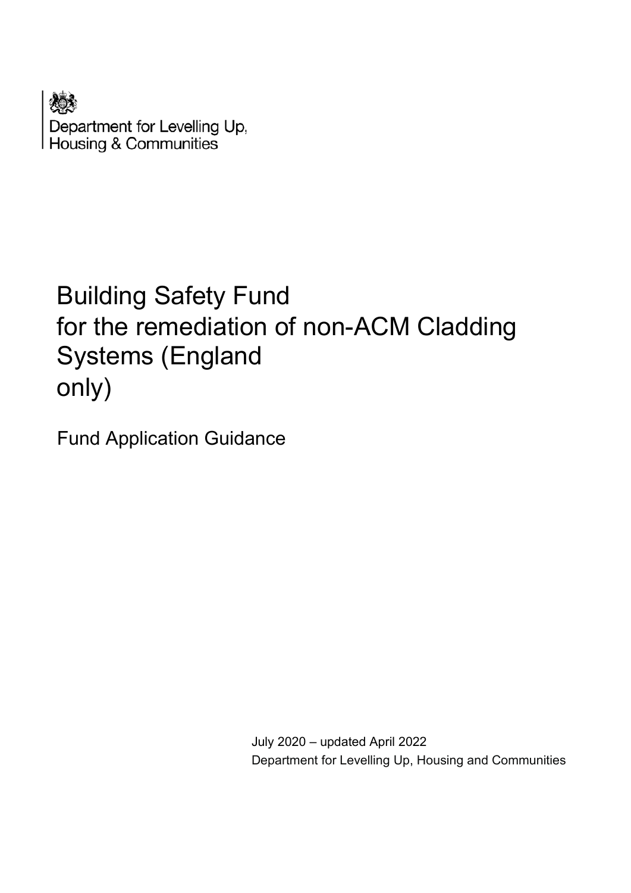Department for Levelling Up, Housing & Communities

# Building Safety Fund for the remediation of non-ACM Cladding Systems (England only)

## Fund Application Guidance

July 2020 – updated April 2022

Department for Levelling Up, Housing and Communities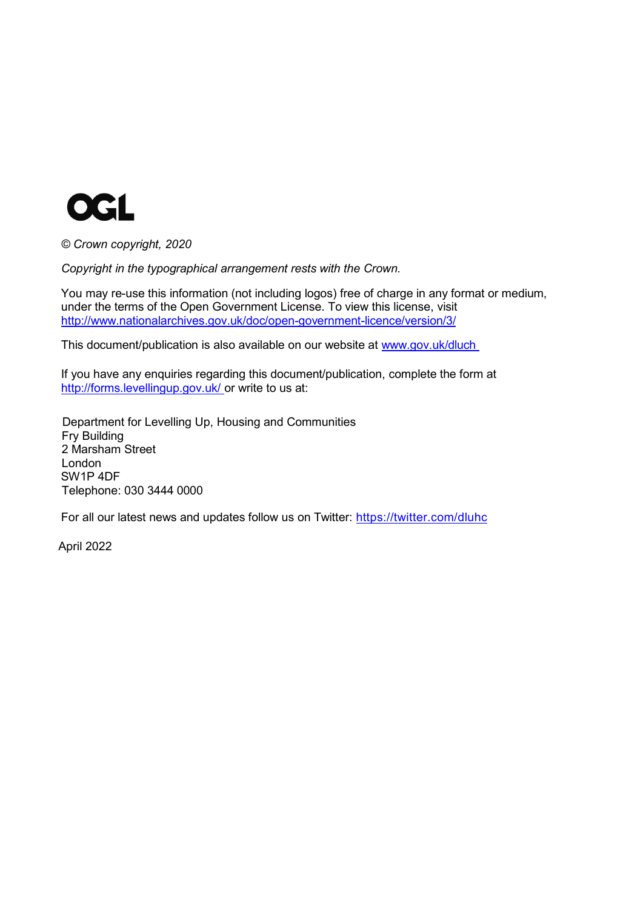OGL

*© Crown copyright, 2020*

*Copyright in the typographical arrangement rests with the Crown.*

You may re-use this information (not including logos) free of charge in any format or medium, under the terms of the Open Government License. To view this license, visit http://www.nationalarchives.gov.uk/doc/open-government-licence/version/3/

This document/publication is also available on our website at www.gov.uk/dluch

If you have any enquiries regarding this document/publication, complete the form at http://forms.levellingup.gov.uk/ or write to us at:

Department for Levelling Up, Housing and Communities
Fry Building
2 Marsham Street
London
SW1P 4DF
Telephone: 030 3444 0000

For all our latest news and updates follow us on Twitter: https://twitter.com/dluhc

April 2022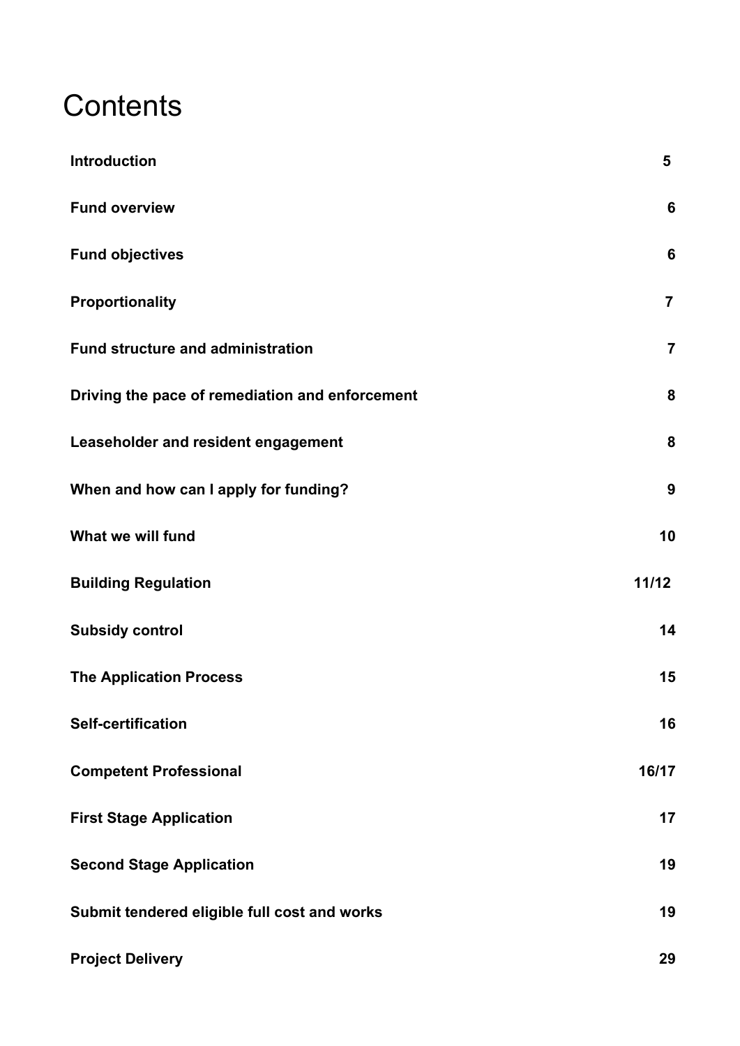# Contents

| | |
|---|---|
| **Introduction** | **5** |
| **Fund overview** | **6** |
| **Fund objectives** | **6** |
| **Proportionality** | **7** |
| **Fund structure and administration** | **7** |
| **Driving the pace of remediation and enforcement** | **8** |
| **Leaseholder and resident engagement** | **8** |
| **When and how can I apply for funding?** | **9** |
| **What we will fund** | **10** |
| **Building Regulation** | **11/12** |
| **Subsidy control** | **14** |
| **The Application Process** | **15** |
| **Self-certification** | **16** |
| **Competent Professional** | **16/17** |
| **First Stage Application** | **17** |
| **Second Stage Application** | **19** |
| **Submit tendered eligible full cost and works** | **19** |
| **Project Delivery** | **29** |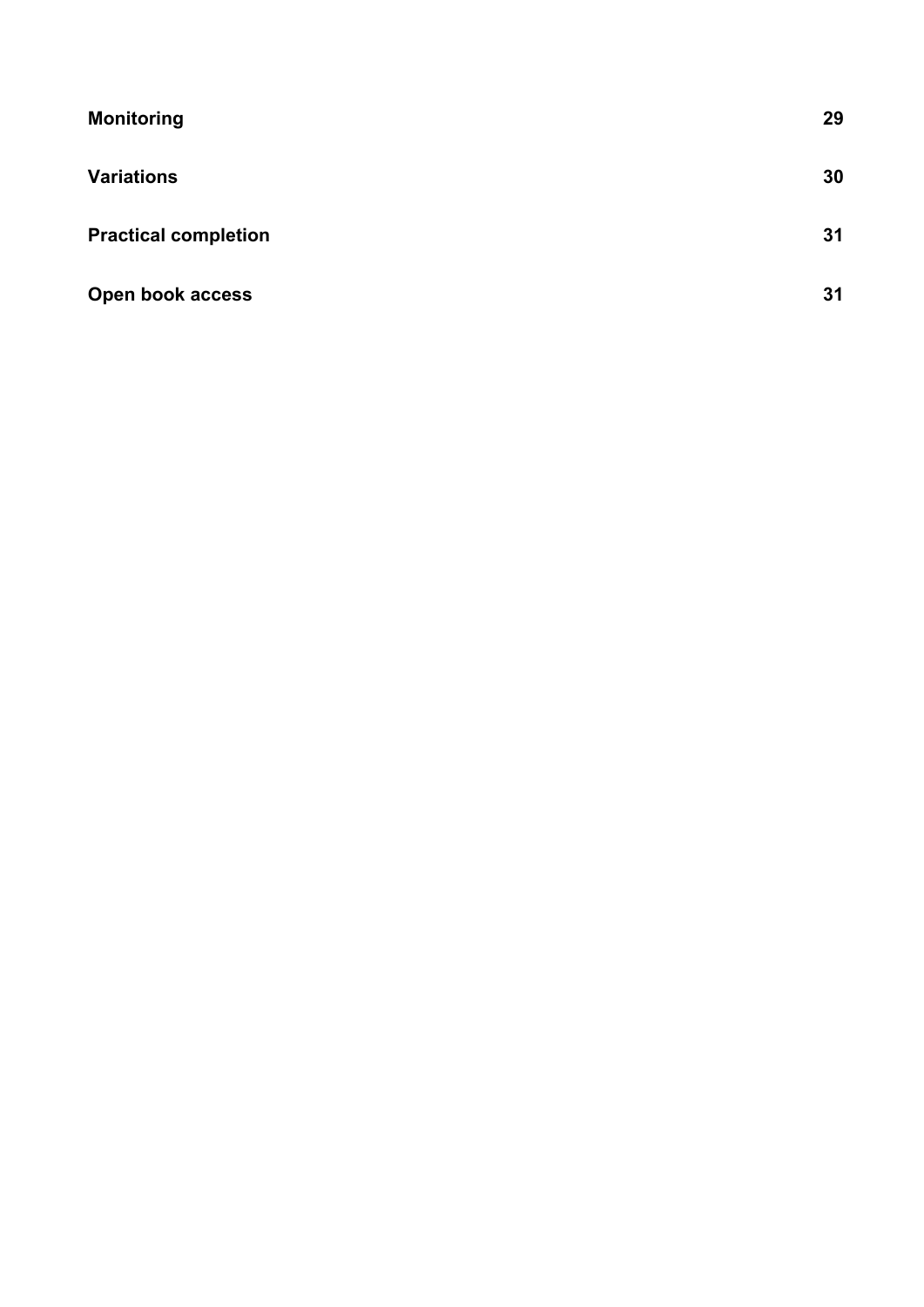| | |
|---|---|
| **Monitoring** | **29** |
| **Variations** | **30** |
| **Practical completion** | **31** |
| **Open book access** | **31** |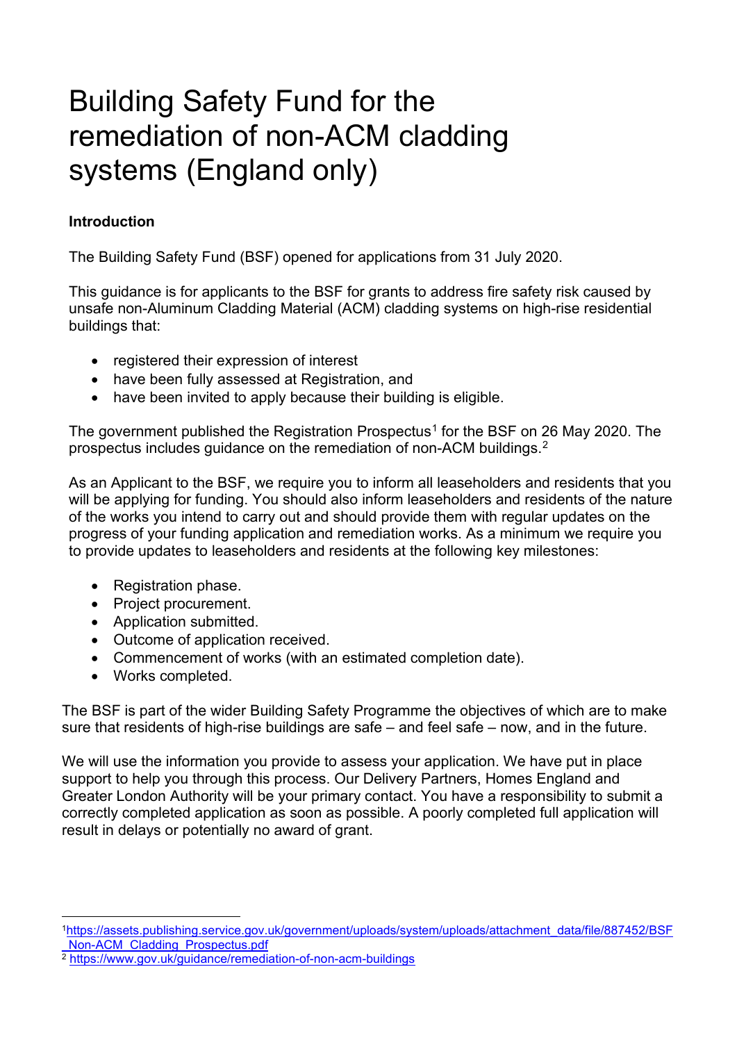# Building Safety Fund for the remediation of non-ACM cladding systems (England only)

**Introduction**

The Building Safety Fund (BSF) opened for applications from 31 July 2020.

This guidance is for applicants to the BSF for grants to address fire safety risk caused by unsafe non-Aluminum Cladding Material (ACM) cladding systems on high-rise residential buildings that:

- registered their expression of interest
- have been fully assessed at Registration, and
- have been invited to apply because their building is eligible.

The government published the Registration Prospectus[1] for the BSF on 26 May 2020. The prospectus includes guidance on the remediation of non-ACM buildings.[2]

As an Applicant to the BSF, we require you to inform all leaseholders and residents that you will be applying for funding. You should also inform leaseholders and residents of the nature of the works you intend to carry out and should provide them with regular updates on the progress of your funding application and remediation works. As a minimum we require you to provide updates to leaseholders and residents at the following key milestones:

- Registration phase.
- Project procurement.
- Application submitted.
- Outcome of application received.
- Commencement of works (with an estimated completion date).
- Works completed.

The BSF is part of the wider Building Safety Programme the objectives of which are to make sure that residents of high-rise buildings are safe – and feel safe – now, and in the future.

We will use the information you provide to assess your application. We have put in place support to help you through this process. Our Delivery Partners, Homes England and Greater London Authority will be your primary contact. You have a responsibility to submit a correctly completed application as soon as possible. A poorly completed full application will result in delays or potentially no award of grant.

---

[1] https://assets.publishing.service.gov.uk/government/uploads/system/uploads/attachment_data/file/887452/BSF_Non-ACM_Cladding_Prospectus.pdf

[2] https://www.gov.uk/guidance/remediation-of-non-acm-buildings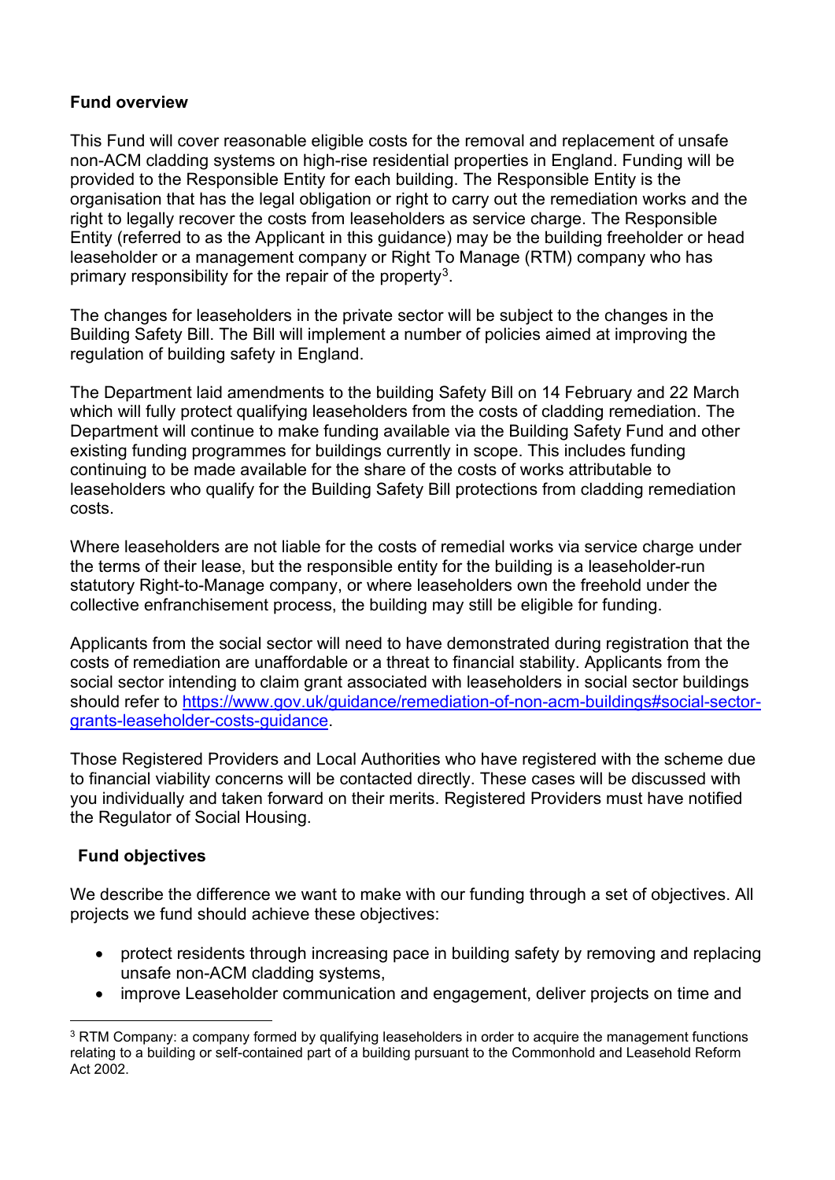## Fund overview

This Fund will cover reasonable eligible costs for the removal and replacement of unsafe non-ACM cladding systems on high-rise residential properties in England. Funding will be provided to the Responsible Entity for each building. The Responsible Entity is the organisation that has the legal obligation or right to carry out the remediation works and the right to legally recover the costs from leaseholders as service charge. The Responsible Entity (referred to as the Applicant in this guidance) may be the building freeholder or head leaseholder or a management company or Right To Manage (RTM) company who has primary responsibility for the repair of the property[3].

The changes for leaseholders in the private sector will be subject to the changes in the Building Safety Bill. The Bill will implement a number of policies aimed at improving the regulation of building safety in England.

The Department laid amendments to the building Safety Bill on 14 February and 22 March which will fully protect qualifying leaseholders from the costs of cladding remediation. The Department will continue to make funding available via the Building Safety Fund and other existing funding programmes for buildings currently in scope. This includes funding continuing to be made available for the share of the costs of works attributable to leaseholders who qualify for the Building Safety Bill protections from cladding remediation costs.

Where leaseholders are not liable for the costs of remedial works via service charge under the terms of their lease, but the responsible entity for the building is a leaseholder-run statutory Right-to-Manage company, or where leaseholders own the freehold under the collective enfranchisement process, the building may still be eligible for funding.

Applicants from the social sector will need to have demonstrated during registration that the costs of remediation are unaffordable or a threat to financial stability. Applicants from the social sector intending to claim grant associated with leaseholders in social sector buildings should refer to https://www.gov.uk/guidance/remediation-of-non-acm-buildings#social-sector-grants-leaseholder-costs-guidance.

Those Registered Providers and Local Authorities who have registered with the scheme due to financial viability concerns will be contacted directly. These cases will be discussed with you individually and taken forward on their merits. Registered Providers must have notified the Regulator of Social Housing.

## Fund objectives

We describe the difference we want to make with our funding through a set of objectives. All projects we fund should achieve these objectives:

- protect residents through increasing pace in building safety by removing and replacing unsafe non-ACM cladding systems,
- improve Leaseholder communication and engagement, deliver projects on time and

[3] RTM Company: a company formed by qualifying leaseholders in order to acquire the management functions relating to a building or self-contained part of a building pursuant to the Commonhold and Leasehold Reform Act 2002.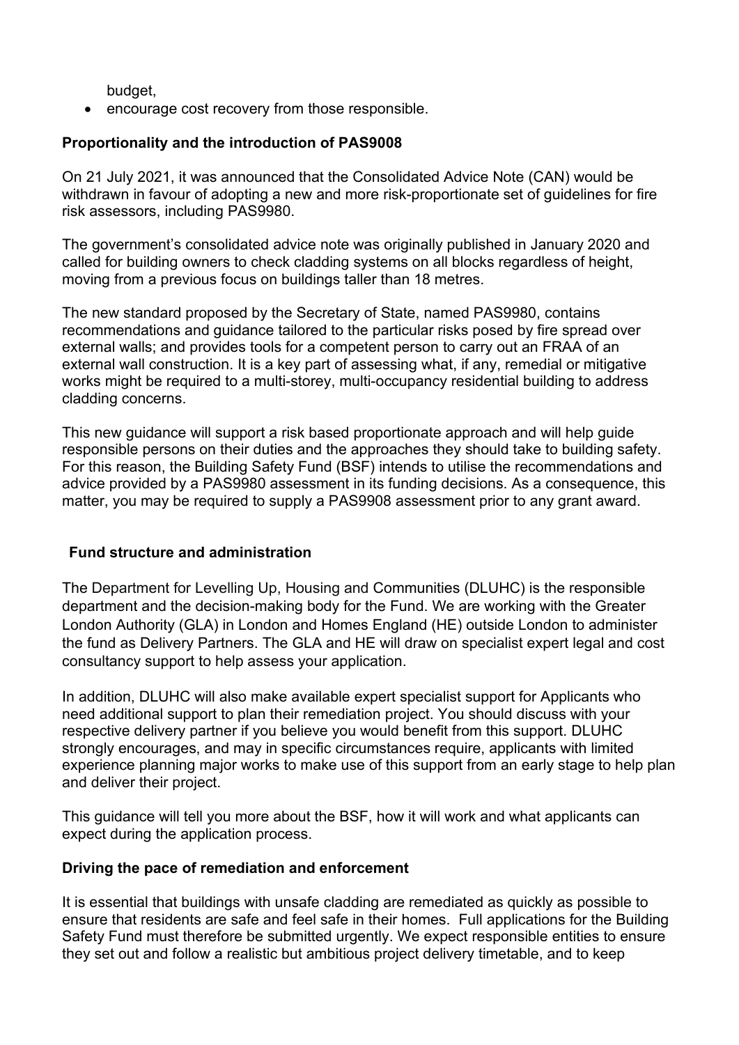budget,

- encourage cost recovery from those responsible.

### Proportionality and the introduction of PAS9008

On 21 July 2021, it was announced that the Consolidated Advice Note (CAN) would be withdrawn in favour of adopting a new and more risk-proportionate set of guidelines for fire risk assessors, including PAS9980.

The government's consolidated advice note was originally published in January 2020 and called for building owners to check cladding systems on all blocks regardless of height, moving from a previous focus on buildings taller than 18 metres.

The new standard proposed by the Secretary of State, named PAS9980, contains recommendations and guidance tailored to the particular risks posed by fire spread over external walls; and provides tools for a competent person to carry out an FRAA of an external wall construction. It is a key part of assessing what, if any, remedial or mitigative works might be required to a multi-storey, multi-occupancy residential building to address cladding concerns.

This new guidance will support a risk based proportionate approach and will help guide responsible persons on their duties and the approaches they should take to building safety. For this reason, the Building Safety Fund (BSF) intends to utilise the recommendations and advice provided by a PAS9980 assessment in its funding decisions. As a consequence, this matter, you may be required to supply a PAS9908 assessment prior to any grant award.

### Fund structure and administration

The Department for Levelling Up, Housing and Communities (DLUHC) is the responsible department and the decision-making body for the Fund. We are working with the Greater London Authority (GLA) in London and Homes England (HE) outside London to administer the fund as Delivery Partners. The GLA and HE will draw on specialist expert legal and cost consultancy support to help assess your application.

In addition, DLUHC will also make available expert specialist support for Applicants who need additional support to plan their remediation project. You should discuss with your respective delivery partner if you believe you would benefit from this support. DLUHC strongly encourages, and may in specific circumstances require, applicants with limited experience planning major works to make use of this support from an early stage to help plan and deliver their project.

This guidance will tell you more about the BSF, how it will work and what applicants can expect during the application process.

### Driving the pace of remediation and enforcement

It is essential that buildings with unsafe cladding are remediated as quickly as possible to ensure that residents are safe and feel safe in their homes. Full applications for the Building Safety Fund must therefore be submitted urgently. We expect responsible entities to ensure they set out and follow a realistic but ambitious project delivery timetable, and to keep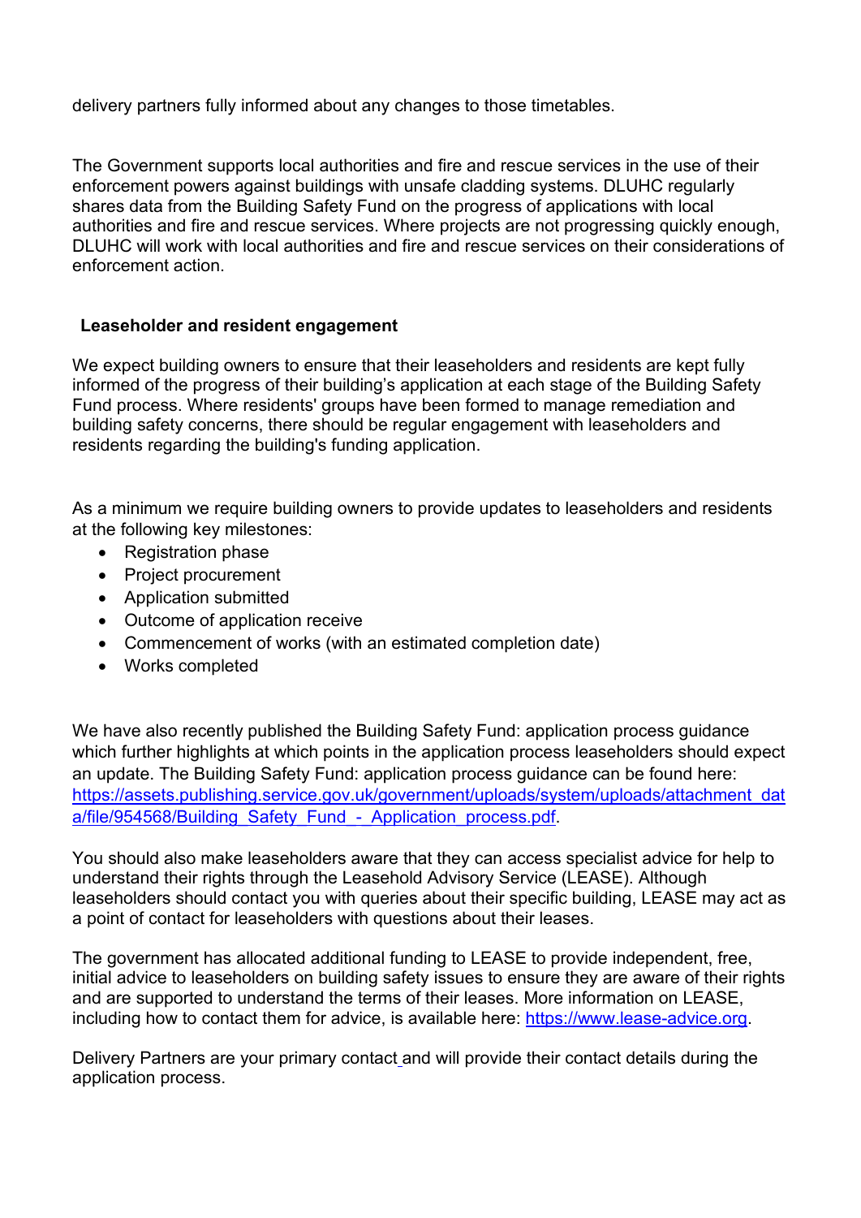delivery partners fully informed about any changes to those timetables.

The Government supports local authorities and fire and rescue services in the use of their enforcement powers against buildings with unsafe cladding systems. DLUHC regularly shares data from the Building Safety Fund on the progress of applications with local authorities and fire and rescue services. Where projects are not progressing quickly enough, DLUHC will work with local authorities and fire and rescue services on their considerations of enforcement action.

### Leaseholder and resident engagement

We expect building owners to ensure that their leaseholders and residents are kept fully informed of the progress of their building's application at each stage of the Building Safety Fund process. Where residents' groups have been formed to manage remediation and building safety concerns, there should be regular engagement with leaseholders and residents regarding the building's funding application.

As a minimum we require building owners to provide updates to leaseholders and residents at the following key milestones:

- Registration phase
- Project procurement
- Application submitted
- Outcome of application receive
- Commencement of works (with an estimated completion date)
- Works completed

We have also recently published the Building Safety Fund: application process guidance which further highlights at which points in the application process leaseholders should expect an update. The Building Safety Fund: application process guidance can be found here: [https://assets.publishing.service.gov.uk/government/uploads/system/uploads/attachment_data/file/954568/Building_Safety_Fund_-_Application_process.pdf](https://assets.publishing.service.gov.uk/government/uploads/system/uploads/attachment_data/file/954568/Building_Safety_Fund_-_Application_process.pdf).

You should also make leaseholders aware that they can access specialist advice for help to understand their rights through the Leasehold Advisory Service (LEASE). Although leaseholders should contact you with queries about their specific building, LEASE may act as a point of contact for leaseholders with questions about their leases.

The government has allocated additional funding to LEASE to provide independent, free, initial advice to leaseholders on building safety issues to ensure they are aware of their rights and are supported to understand the terms of their leases. More information on LEASE, including how to contact them for advice, is available here: [https://www.lease-advice.org](https://www.lease-advice.org).

Delivery Partners are your primary contact and will provide their contact details during the application process.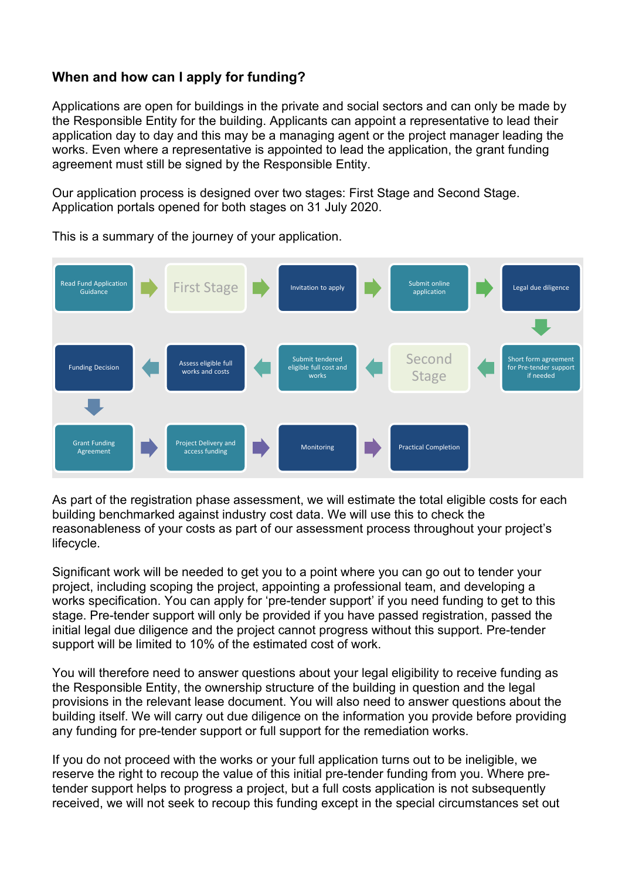### When and how can I apply for funding?

Applications are open for buildings in the private and social sectors and can only be made by the Responsible Entity for the building. Applicants can appoint a representative to lead their application day to day and this may be a managing agent or the project manager leading the works. Even where a representative is appointed to lead the application, the grant funding agreement must still be signed by the Responsible Entity.

Our application process is designed over two stages: First Stage and Second Stage. Application portals opened for both stages on 31 July 2020.

This is a summary of the journey of your application.

Read Fund Application Guidance → First Stage → Invitation to apply → Submit online application → Legal due diligence → Short form agreement for Pre-tender support if needed → Second Stage → Submit tendered eligible full cost and works → Assess eligible full works and costs → Funding Decision → Grant Funding Agreement → Project Delivery and access funding → Monitoring → Practical Completion

As part of the registration phase assessment, we will estimate the total eligible costs for each building benchmarked against industry cost data. We will use this to check the reasonableness of your costs as part of our assessment process throughout your project's lifecycle.

Significant work will be needed to get you to a point where you can go out to tender your project, including scoping the project, appointing a professional team, and developing a works specification. You can apply for 'pre-tender support' if you need funding to get to this stage. Pre-tender support will only be provided if you have passed registration, passed the initial legal due diligence and the project cannot progress without this support. Pre-tender support will be limited to 10% of the estimated cost of work.

You will therefore need to answer questions about your legal eligibility to receive funding as the Responsible Entity, the ownership structure of the building in question and the legal provisions in the relevant lease document. You will also need to answer questions about the building itself. We will carry out due diligence on the information you provide before providing any funding for pre-tender support or full support for the remediation works.

If you do not proceed with the works or your full application turns out to be ineligible, we reserve the right to recoup the value of this initial pre-tender funding from you. Where pre-tender support helps to progress a project, but a full costs application is not subsequently received, we will not seek to recoup this funding except in the special circumstances set out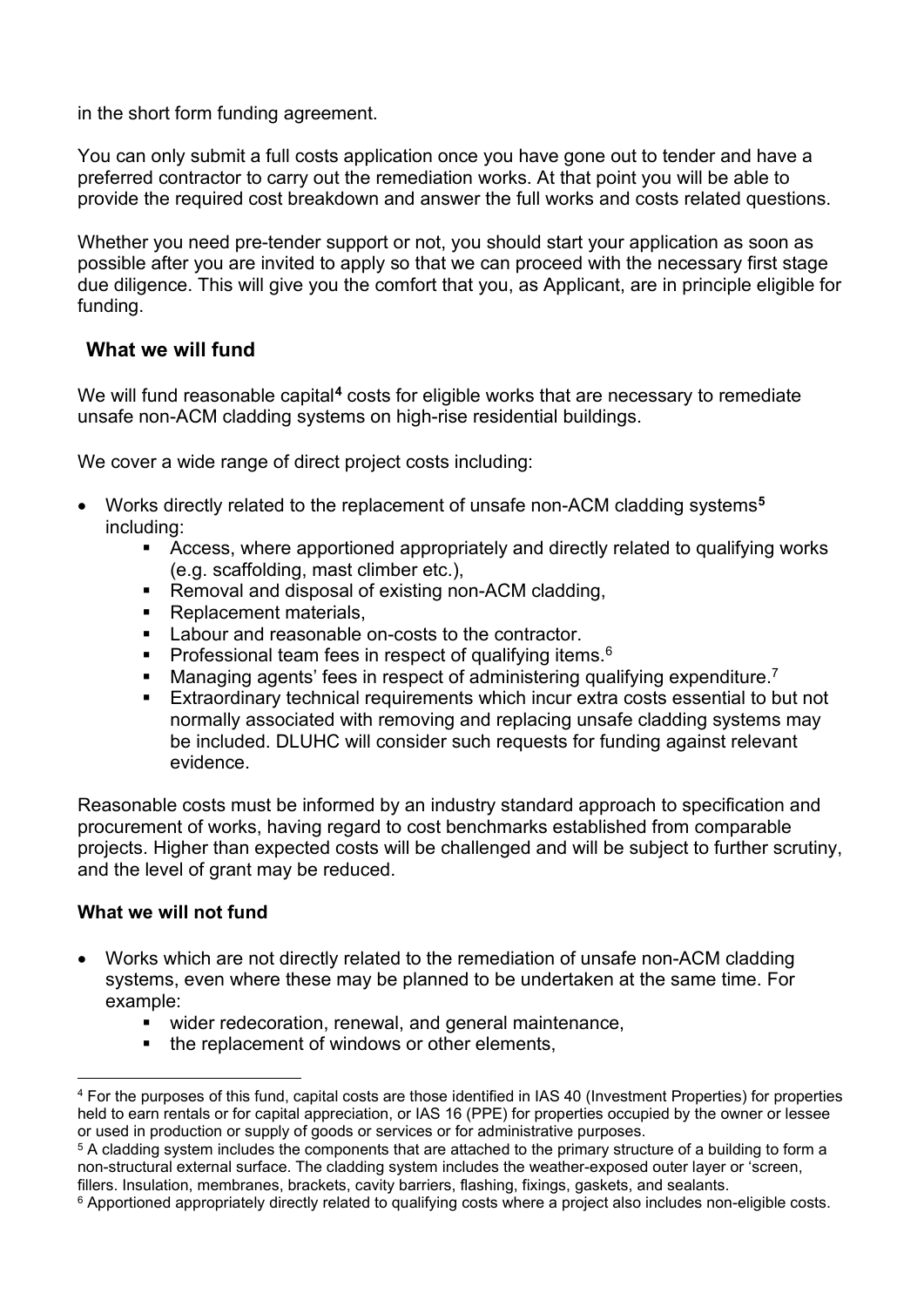in the short form funding agreement.

You can only submit a full costs application once you have gone out to tender and have a preferred contractor to carry out the remediation works. At that point you will be able to provide the required cost breakdown and answer the full works and costs related questions.

Whether you need pre-tender support or not, you should start your application as soon as possible after you are invited to apply so that we can proceed with the necessary first stage due diligence. This will give you the comfort that you, as Applicant, are in principle eligible for funding.

## What we will fund

We will fund reasonable capital[4] costs for eligible works that are necessary to remediate unsafe non-ACM cladding systems on high-rise residential buildings.

We cover a wide range of direct project costs including:

- Works directly related to the replacement of unsafe non-ACM cladding systems[5] including:
    - Access, where apportioned appropriately and directly related to qualifying works (e.g. scaffolding, mast climber etc.),
    - Removal and disposal of existing non-ACM cladding,
    - Replacement materials,
    - Labour and reasonable on-costs to the contractor.
    - Professional team fees in respect of qualifying items.[6]
    - Managing agents' fees in respect of administering qualifying expenditure.[7]
    - Extraordinary technical requirements which incur extra costs essential to but not normally associated with removing and replacing unsafe cladding systems may be included. DLUHC will consider such requests for funding against relevant evidence.

Reasonable costs must be informed by an industry standard approach to specification and procurement of works, having regard to cost benchmarks established from comparable projects. Higher than expected costs will be challenged and will be subject to further scrutiny, and the level of grant may be reduced.

**What we will not fund**

- Works which are not directly related to the remediation of unsafe non-ACM cladding systems, even where these may be planned to be undertaken at the same time. For example:
    - wider redecoration, renewal, and general maintenance,
    - the replacement of windows or other elements,

---

[4] For the purposes of this fund, capital costs are those identified in IAS 40 (Investment Properties) for properties held to earn rentals or for capital appreciation, or IAS 16 (PPE) for properties occupied by the owner or lessee or used in production or supply of goods or services or for administrative purposes.

[5] A cladding system includes the components that are attached to the primary structure of a building to form a non-structural external surface. The cladding system includes the weather-exposed outer layer or 'screen, fillers. Insulation, membranes, brackets, cavity barriers, flashing, fixings, gaskets, and sealants.

[6] Apportioned appropriately directly related to qualifying costs where a project also includes non-eligible costs.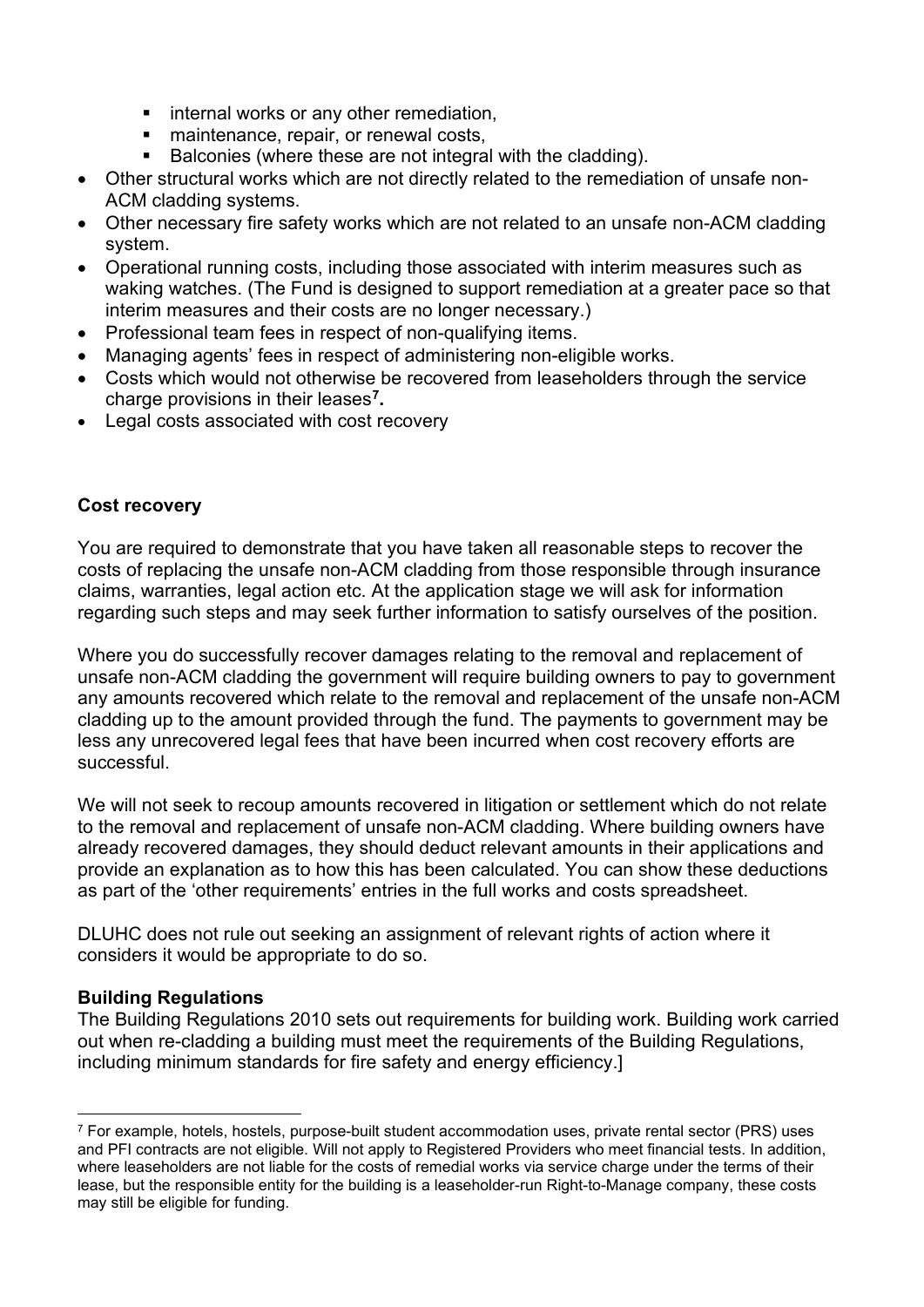- internal works or any other remediation,
  - maintenance, repair, or renewal costs,
  - Balconies (where these are not integral with the cladding).
- Other structural works which are not directly related to the remediation of unsafe non-ACM cladding systems.
- Other necessary fire safety works which are not related to an unsafe non-ACM cladding system.
- Operational running costs, including those associated with interim measures such as waking watches. (The Fund is designed to support remediation at a greater pace so that interim measures and their costs are no longer necessary.)
- Professional team fees in respect of non-qualifying items.
- Managing agents' fees in respect of administering non-eligible works.
- Costs which would not otherwise be recovered from leaseholders through the service charge provisions in their leases[7].
- Legal costs associated with cost recovery

**Cost recovery**

You are required to demonstrate that you have taken all reasonable steps to recover the costs of replacing the unsafe non-ACM cladding from those responsible through insurance claims, warranties, legal action etc. At the application stage we will ask for information regarding such steps and may seek further information to satisfy ourselves of the position.

Where you do successfully recover damages relating to the removal and replacement of unsafe non-ACM cladding the government will require building owners to pay to government any amounts recovered which relate to the removal and replacement of the unsafe non-ACM cladding up to the amount provided through the fund. The payments to government may be less any unrecovered legal fees that have been incurred when cost recovery efforts are successful.

We will not seek to recoup amounts recovered in litigation or settlement which do not relate to the removal and replacement of unsafe non-ACM cladding. Where building owners have already recovered damages, they should deduct relevant amounts in their applications and provide an explanation as to how this has been calculated. You can show these deductions as part of the 'other requirements' entries in the full works and costs spreadsheet.

DLUHC does not rule out seeking an assignment of relevant rights of action where it considers it would be appropriate to do so.

**Building Regulations**

The Building Regulations 2010 sets out requirements for building work. Building work carried out when re-cladding a building must meet the requirements of the Building Regulations, including minimum standards for fire safety and energy efficiency.]

[7] For example, hotels, hostels, purpose-built student accommodation uses, private rental sector (PRS) uses and PFI contracts are not eligible. Will not apply to Registered Providers who meet financial tests. In addition, where leaseholders are not liable for the costs of remedial works via service charge under the terms of their lease, but the responsible entity for the building is a leaseholder-run Right-to-Manage company, these costs may still be eligible for funding.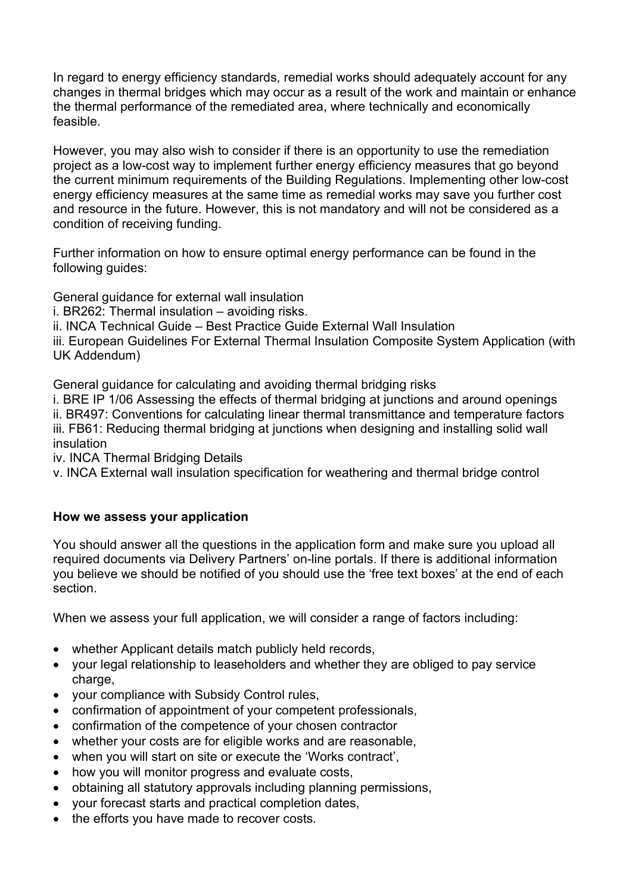In regard to energy efficiency standards, remedial works should adequately account for any changes in thermal bridges which may occur as a result of the work and maintain or enhance the thermal performance of the remediated area, where technically and economically feasible.

However, you may also wish to consider if there is an opportunity to use the remediation project as a low-cost way to implement further energy efficiency measures that go beyond the current minimum requirements of the Building Regulations. Implementing other low-cost energy efficiency measures at the same time as remedial works may save you further cost and resource in the future. However, this is not mandatory and will not be considered as a condition of receiving funding.

Further information on how to ensure optimal energy performance can be found in the following guides:

General guidance for external wall insulation
i. BR262: Thermal insulation – avoiding risks.
ii. INCA Technical Guide – Best Practice Guide External Wall Insulation
iii. European Guidelines For External Thermal Insulation Composite System Application (with UK Addendum)

General guidance for calculating and avoiding thermal bridging risks
i. BRE IP 1/06 Assessing the effects of thermal bridging at junctions and around openings
ii. BR497: Conventions for calculating linear thermal transmittance and temperature factors
iii. FB61: Reducing thermal bridging at junctions when designing and installing solid wall insulation
iv. INCA Thermal Bridging Details
v. INCA External wall insulation specification for weathering and thermal bridge control

**How we assess your application**

You should answer all the questions in the application form and make sure you upload all required documents via Delivery Partners' on-line portals. If there is additional information you believe we should be notified of you should use the 'free text boxes' at the end of each section.

When we assess your full application, we will consider a range of factors including:

- whether Applicant details match publicly held records,
- your legal relationship to leaseholders and whether they are obliged to pay service charge,
- your compliance with Subsidy Control rules,
- confirmation of appointment of your competent professionals,
- confirmation of the competence of your chosen contractor
- whether your costs are for eligible works and are reasonable,
- when you will start on site or execute the 'Works contract',
- how you will monitor progress and evaluate costs,
- obtaining all statutory approvals including planning permissions,
- your forecast starts and practical completion dates,
- the efforts you have made to recover costs.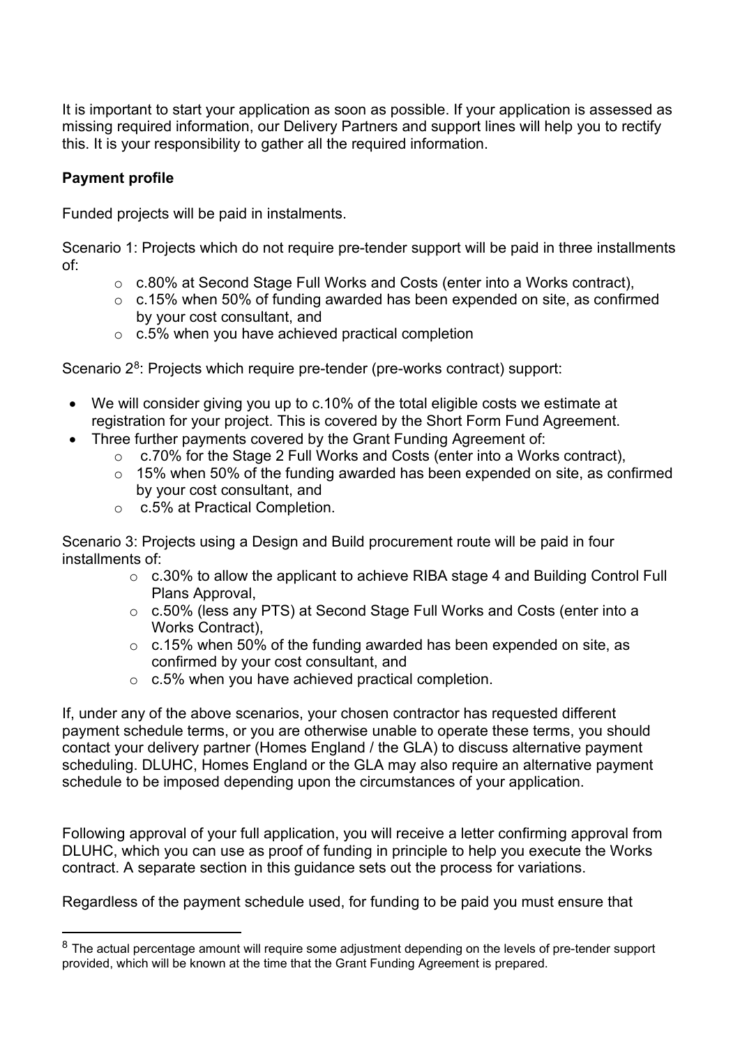It is important to start your application as soon as possible. If your application is assessed as missing required information, our Delivery Partners and support lines will help you to rectify this. It is your responsibility to gather all the required information.

**Payment profile**

Funded projects will be paid in instalments.

Scenario 1: Projects which do not require pre-tender support will be paid in three installments of:

- c.80% at Second Stage Full Works and Costs (enter into a Works contract),
- c.15% when 50% of funding awarded has been expended on site, as confirmed by your cost consultant, and
- c.5% when you have achieved practical completion

Scenario 2[8]: Projects which require pre-tender (pre-works contract) support:

- We will consider giving you up to c.10% of the total eligible costs we estimate at registration for your project. This is covered by the Short Form Fund Agreement.
- Three further payments covered by the Grant Funding Agreement of:
  - c.70% for the Stage 2 Full Works and Costs (enter into a Works contract),
  - 15% when 50% of the funding awarded has been expended on site, as confirmed by your cost consultant, and
  - c.5% at Practical Completion.

Scenario 3: Projects using a Design and Build procurement route will be paid in four installments of:

- c.30% to allow the applicant to achieve RIBA stage 4 and Building Control Full Plans Approval,
- c.50% (less any PTS) at Second Stage Full Works and Costs (enter into a Works Contract),
- c.15% when 50% of the funding awarded has been expended on site, as confirmed by your cost consultant, and
- c.5% when you have achieved practical completion.

If, under any of the above scenarios, your chosen contractor has requested different payment schedule terms, or you are otherwise unable to operate these terms, you should contact your delivery partner (Homes England / the GLA) to discuss alternative payment scheduling. DLUHC, Homes England or the GLA may also require an alternative payment schedule to be imposed depending upon the circumstances of your application.

Following approval of your full application, you will receive a letter confirming approval from DLUHC, which you can use as proof of funding in principle to help you execute the Works contract. A separate section in this guidance sets out the process for variations.

Regardless of the payment schedule used, for funding to be paid you must ensure that

[8] The actual percentage amount will require some adjustment depending on the levels of pre-tender support provided, which will be known at the time that the Grant Funding Agreement is prepared.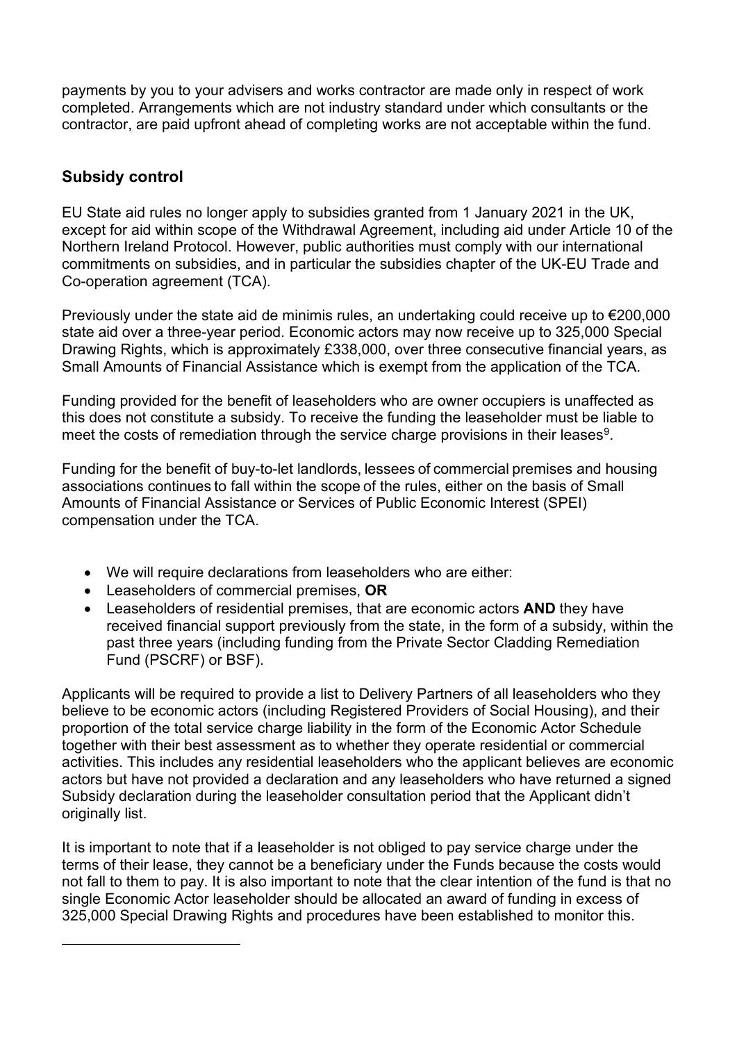payments by you to your advisers and works contractor are made only in respect of work completed. Arrangements which are not industry standard under which consultants or the contractor, are paid upfront ahead of completing works are not acceptable within the fund.

## Subsidy control

EU State aid rules no longer apply to subsidies granted from 1 January 2021 in the UK, except for aid within scope of the Withdrawal Agreement, including aid under Article 10 of the Northern Ireland Protocol. However, public authorities must comply with our international commitments on subsidies, and in particular the subsidies chapter of the UK-EU Trade and Co-operation agreement (TCA).

Previously under the state aid de minimis rules, an undertaking could receive up to €200,000 state aid over a three-year period. Economic actors may now receive up to 325,000 Special Drawing Rights, which is approximately £338,000, over three consecutive financial years, as Small Amounts of Financial Assistance which is exempt from the application of the TCA.

Funding provided for the benefit of leaseholders who are owner occupiers is unaffected as this does not constitute a subsidy. To receive the funding the leaseholder must be liable to meet the costs of remediation through the service charge provisions in their leases[9].

Funding for the benefit of buy-to-let landlords, lessees of commercial premises and housing associations continues to fall within the scope of the rules, either on the basis of Small Amounts of Financial Assistance or Services of Public Economic Interest (SPEI) compensation under the TCA.

- We will require declarations from leaseholders who are either:
- Leaseholders of commercial premises, **OR**
- Leaseholders of residential premises, that are economic actors **AND** they have received financial support previously from the state, in the form of a subsidy, within the past three years (including funding from the Private Sector Cladding Remediation Fund (PSCRF) or BSF).

Applicants will be required to provide a list to Delivery Partners of all leaseholders who they believe to be economic actors (including Registered Providers of Social Housing), and their proportion of the total service charge liability in the form of the Economic Actor Schedule together with their best assessment as to whether they operate residential or commercial activities. This includes any residential leaseholders who the applicant believes are economic actors but have not provided a declaration and any leaseholders who have returned a signed Subsidy declaration during the leaseholder consultation period that the Applicant didn't originally list.

It is important to note that if a leaseholder is not obliged to pay service charge under the terms of their lease, they cannot be a beneficiary under the Funds because the costs would not fall to them to pay. It is also important to note that the clear intention of the fund is that no single Economic Actor leaseholder should be allocated an award of funding in excess of 325,000 Special Drawing Rights and procedures have been established to monitor this.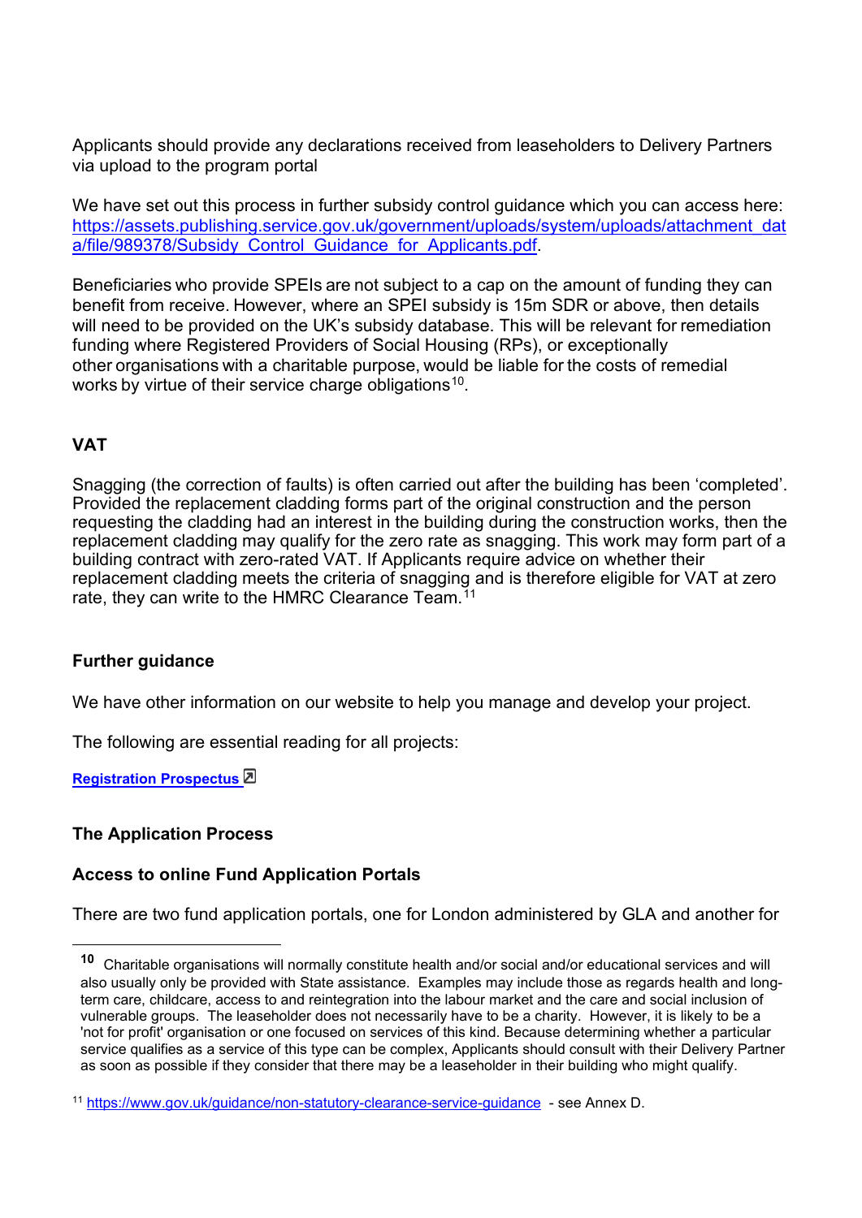Applicants should provide any declarations received from leaseholders to Delivery Partners via upload to the program portal

We have set out this process in further subsidy control guidance which you can access here: [https://assets.publishing.service.gov.uk/government/uploads/system/uploads/attachment_data/file/989378/Subsidy_Control_Guidance_for_Applicants.pdf](https://assets.publishing.service.gov.uk/government/uploads/system/uploads/attachment_data/file/989378/Subsidy_Control_Guidance_for_Applicants.pdf).

Beneficiaries who provide SPEIs are not subject to a cap on the amount of funding they can benefit from receive. However, where an SPEI subsidy is 15m SDR or above, then details will need to be provided on the UK's subsidy database. This will be relevant for remediation funding where Registered Providers of Social Housing (RPs), or exceptionally other organisations with a charitable purpose, would be liable for the costs of remedial works by virtue of their service charge obligations[10].

## VAT

Snagging (the correction of faults) is often carried out after the building has been 'completed'. Provided the replacement cladding forms part of the original construction and the person requesting the cladding had an interest in the building during the construction works, then the replacement cladding may qualify for the zero rate as snagging. This work may form part of a building contract with zero-rated VAT. If Applicants require advice on whether their replacement cladding meets the criteria of snagging and is therefore eligible for VAT at zero rate, they can write to the HMRC Clearance Team.[11]

## Further guidance

We have other information on our website to help you manage and develop your project.

The following are essential reading for all projects:

**Registration Prospectus**

## The Application Process

### Access to online Fund Application Portals

There are two fund application portals, one for London administered by GLA and another for

---

[10] Charitable organisations will normally constitute health and/or social and/or educational services and will also usually only be provided with State assistance. Examples may include those as regards health and long-term care, childcare, access to and reintegration into the labour market and the care and social inclusion of vulnerable groups. The leaseholder does not necessarily have to be a charity. However, it is likely to be a 'not for profit' organisation or one focused on services of this kind. Because determining whether a particular service qualifies as a service of this type can be complex, Applicants should consult with their Delivery Partner as soon as possible if they consider that there may be a leaseholder in their building who might qualify.

[11] [https://www.gov.uk/guidance/non-statutory-clearance-service-guidance](https://www.gov.uk/guidance/non-statutory-clearance-service-guidance) - see Annex D.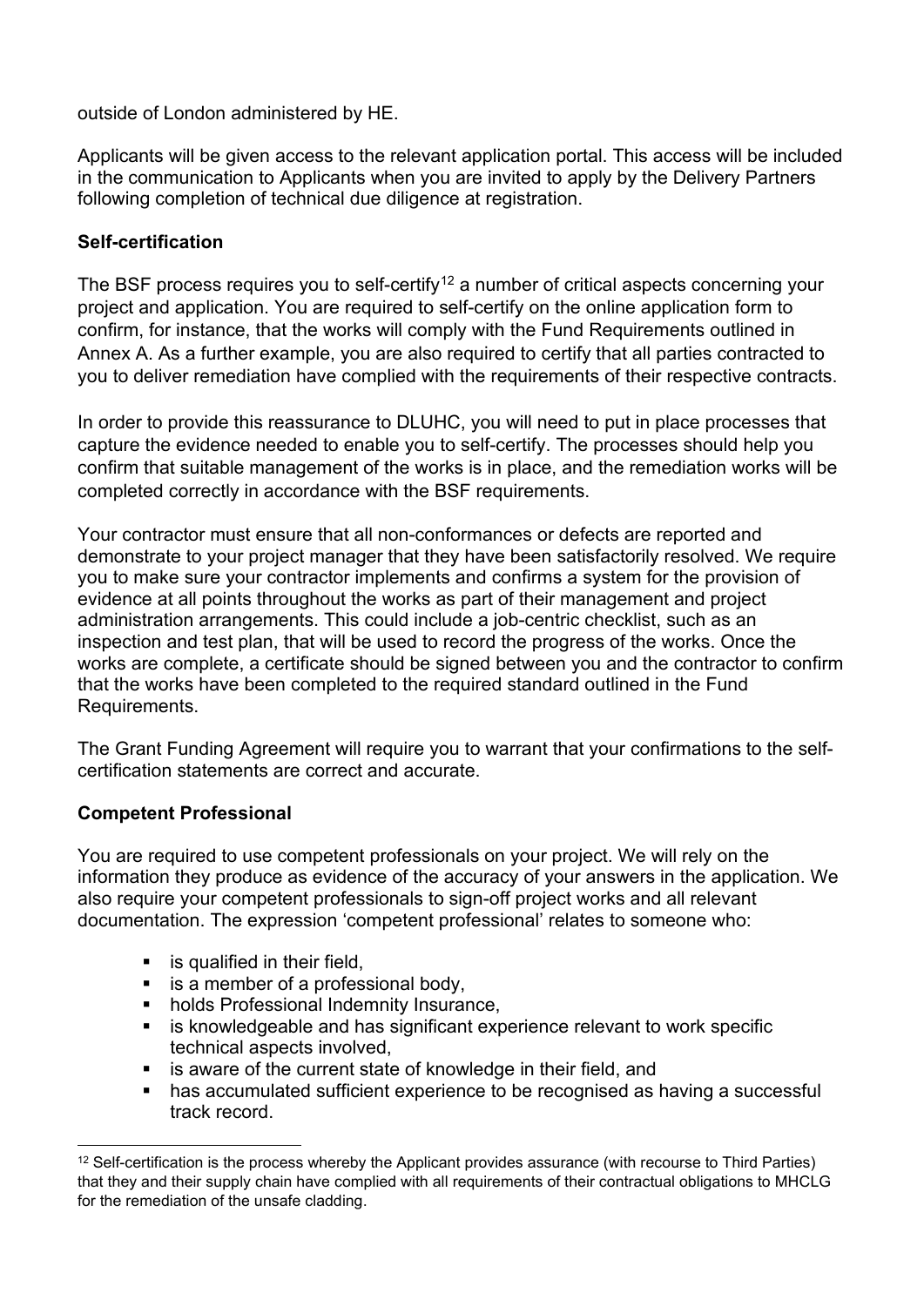outside of London administered by HE.

Applicants will be given access to the relevant application portal. This access will be included in the communication to Applicants when you are invited to apply by the Delivery Partners following completion of technical due diligence at registration.

**Self-certification**

The BSF process requires you to self-certify[12] a number of critical aspects concerning your project and application. You are required to self-certify on the online application form to confirm, for instance, that the works will comply with the Fund Requirements outlined in Annex A. As a further example, you are also required to certify that all parties contracted to you to deliver remediation have complied with the requirements of their respective contracts.

In order to provide this reassurance to DLUHC, you will need to put in place processes that capture the evidence needed to enable you to self-certify. The processes should help you confirm that suitable management of the works is in place, and the remediation works will be completed correctly in accordance with the BSF requirements.

Your contractor must ensure that all non-conformances or defects are reported and demonstrate to your project manager that they have been satisfactorily resolved. We require you to make sure your contractor implements and confirms a system for the provision of evidence at all points throughout the works as part of their management and project administration arrangements. This could include a job-centric checklist, such as an inspection and test plan, that will be used to record the progress of the works. Once the works are complete, a certificate should be signed between you and the contractor to confirm that the works have been completed to the required standard outlined in the Fund Requirements.

The Grant Funding Agreement will require you to warrant that your confirmations to the self-certification statements are correct and accurate.

**Competent Professional**

You are required to use competent professionals on your project. We will rely on the information they produce as evidence of the accuracy of your answers in the application. We also require your competent professionals to sign-off project works and all relevant documentation. The expression 'competent professional' relates to someone who:

- is qualified in their field,
- is a member of a professional body,
- holds Professional Indemnity Insurance,
- is knowledgeable and has significant experience relevant to work specific technical aspects involved,
- is aware of the current state of knowledge in their field, and
- has accumulated sufficient experience to be recognised as having a successful track record.

[12] Self-certification is the process whereby the Applicant provides assurance (with recourse to Third Parties) that they and their supply chain have complied with all requirements of their contractual obligations to MHCLG for the remediation of the unsafe cladding.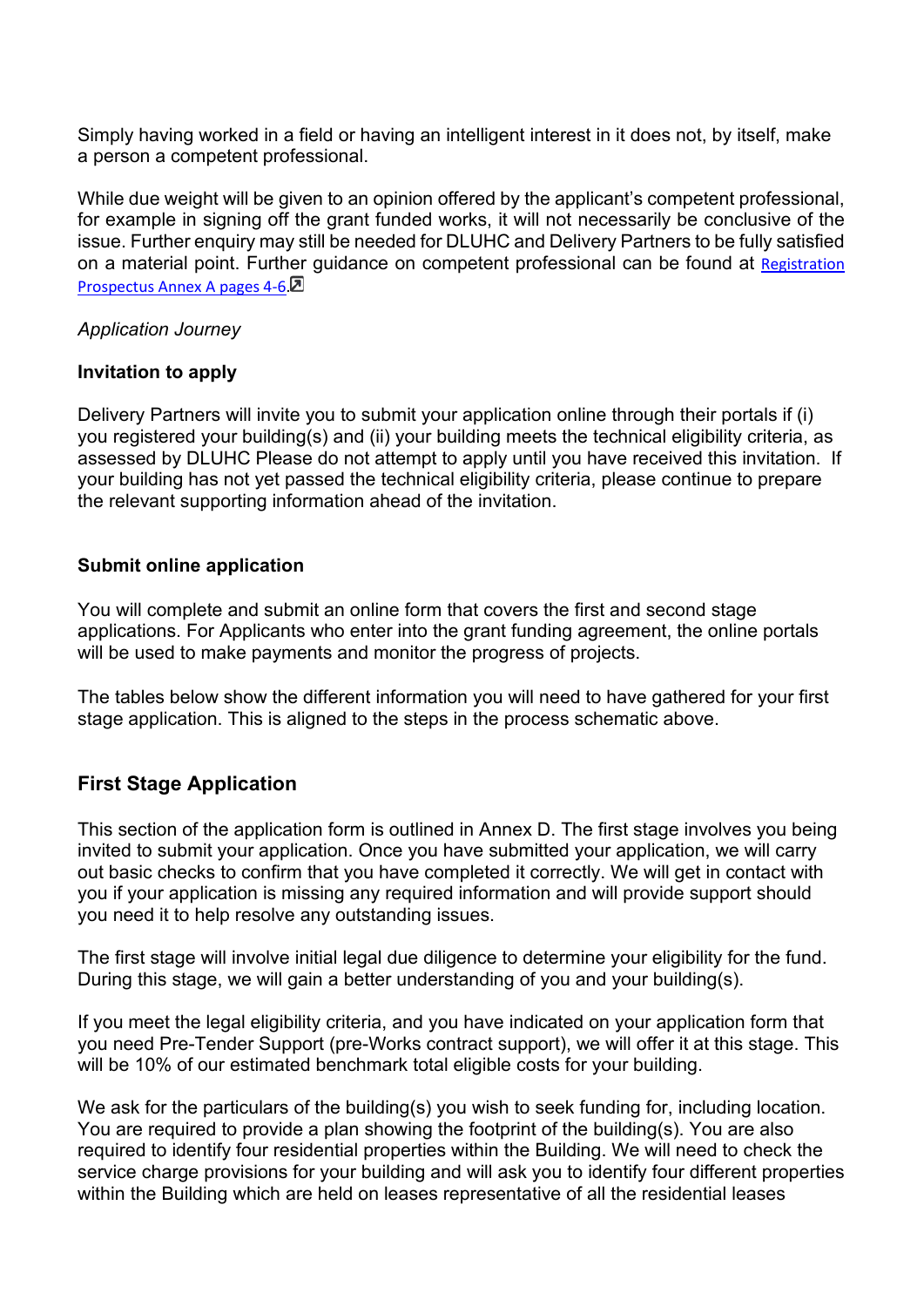Simply having worked in a field or having an intelligent interest in it does not, by itself, make a person a competent professional.

While due weight will be given to an opinion offered by the applicant's competent professional, for example in signing off the grant funded works, it will not necessarily be conclusive of the issue. Further enquiry may still be needed for DLUHC and Delivery Partners to be fully satisfied on a material point. Further guidance on competent professional can be found at [Registration Prospectus Annex A pages 4-6].

*Application Journey*

**Invitation to apply**

Delivery Partners will invite you to submit your application online through their portals if (i) you registered your building(s) and (ii) your building meets the technical eligibility criteria, as assessed by DLUHC Please do not attempt to apply until you have received this invitation. If your building has not yet passed the technical eligibility criteria, please continue to prepare the relevant supporting information ahead of the invitation.

**Submit online application**

You will complete and submit an online form that covers the first and second stage applications. For Applicants who enter into the grant funding agreement, the online portals will be used to make payments and monitor the progress of projects.

The tables below show the different information you will need to have gathered for your first stage application. This is aligned to the steps in the process schematic above.

## First Stage Application

This section of the application form is outlined in Annex D. The first stage involves you being invited to submit your application. Once you have submitted your application, we will carry out basic checks to confirm that you have completed it correctly. We will get in contact with you if your application is missing any required information and will provide support should you need it to help resolve any outstanding issues.

The first stage will involve initial legal due diligence to determine your eligibility for the fund. During this stage, we will gain a better understanding of you and your building(s).

If you meet the legal eligibility criteria, and you have indicated on your application form that you need Pre-Tender Support (pre-Works contract support), we will offer it at this stage. This will be 10% of our estimated benchmark total eligible costs for your building.

We ask for the particulars of the building(s) you wish to seek funding for, including location. You are required to provide a plan showing the footprint of the building(s). You are also required to identify four residential properties within the Building. We will need to check the service charge provisions for your building and will ask you to identify four different properties within the Building which are held on leases representative of all the residential leases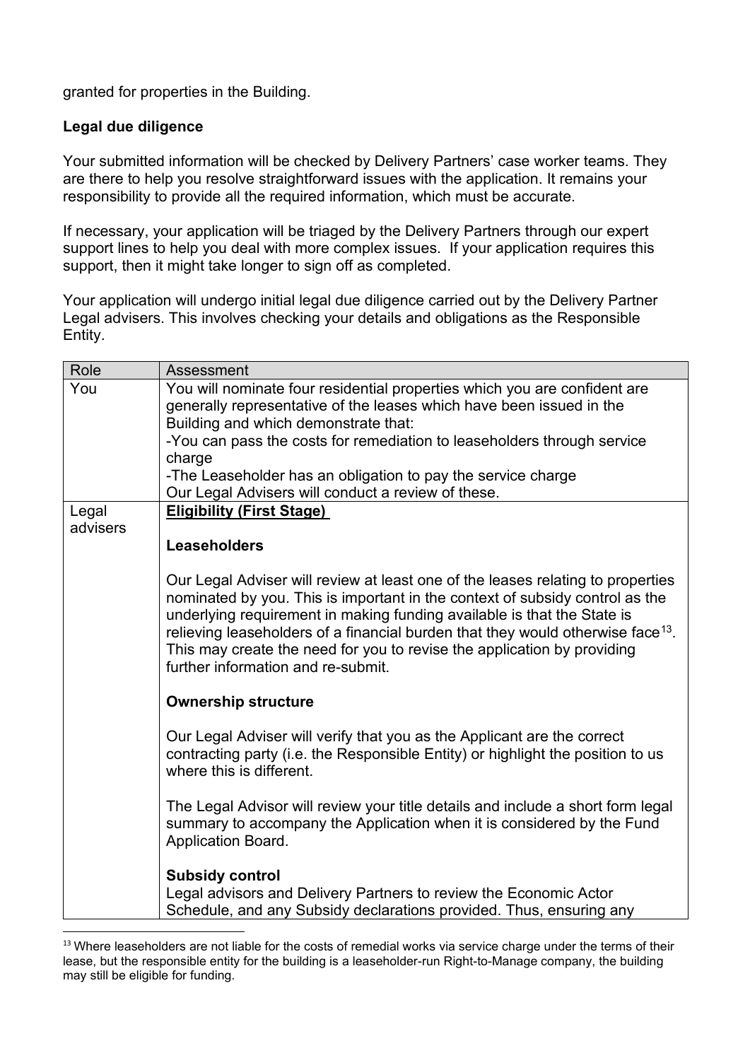granted for properties in the Building.

**Legal due diligence**

Your submitted information will be checked by Delivery Partners' case worker teams. They are there to help you resolve straightforward issues with the application. It remains your responsibility to provide all the required information, which must be accurate.

If necessary, your application will be triaged by the Delivery Partners through our expert support lines to help you deal with more complex issues. If your application requires this support, then it might take longer to sign off as completed.

Your application will undergo initial legal due diligence carried out by the Delivery Partner Legal advisers. This involves checking your details and obligations as the Responsible Entity.

| Role | Assessment |
|---|---|
| You | You will nominate four residential properties which you are confident are generally representative of the leases which have been issued in the Building and which demonstrate that:<br>-You can pass the costs for remediation to leaseholders through service charge<br>-The Leaseholder has an obligation to pay the service charge<br>Our Legal Advisers will conduct a review of these. |
| Legal advisers | <u>**Eligibility (First Stage)**</u><br><br>**Leaseholders**<br><br>Our Legal Adviser will review at least one of the leases relating to properties nominated by you. This is important in the context of subsidy control as the underlying requirement in making funding available is that the State is relieving leaseholders of a financial burden that they would otherwise face[13]. This may create the need for you to revise the application by providing further information and re-submit.<br><br>**Ownership structure**<br><br>Our Legal Adviser will verify that you as the Applicant are the correct contracting party (i.e. the Responsible Entity) or highlight the position to us where this is different.<br><br>The Legal Advisor will review your title details and include a short form legal summary to accompany the Application when it is considered by the Fund Application Board.<br><br>**Subsidy control**<br>Legal advisors and Delivery Partners to review the Economic Actor Schedule, and any Subsidy declarations provided. Thus, ensuring any |

[13] Where leaseholders are not liable for the costs of remedial works via service charge under the terms of their lease, but the responsible entity for the building is a leaseholder-run Right-to-Manage company, the building may still be eligible for funding.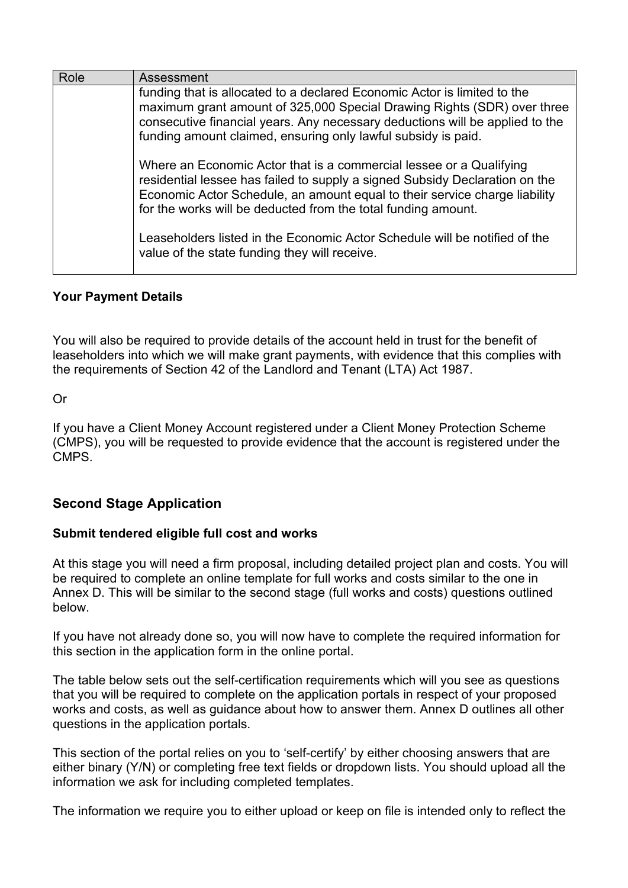| Role | Assessment |
|---|---|
| | funding that is allocated to a declared Economic Actor is limited to the maximum grant amount of 325,000 Special Drawing Rights (SDR) over three consecutive financial years. Any necessary deductions will be applied to the funding amount claimed, ensuring only lawful subsidy is paid.<br><br>Where an Economic Actor that is a commercial lessee or a Qualifying residential lessee has failed to supply a signed Subsidy Declaration on the Economic Actor Schedule, an amount equal to their service charge liability for the works will be deducted from the total funding amount.<br><br>Leaseholders listed in the Economic Actor Schedule will be notified of the value of the state funding they will receive. |

**Your Payment Details**

You will also be required to provide details of the account held in trust for the benefit of leaseholders into which we will make grant payments, with evidence that this complies with the requirements of Section 42 of the Landlord and Tenant (LTA) Act 1987.

Or

If you have a Client Money Account registered under a Client Money Protection Scheme (CMPS), you will be requested to provide evidence that the account is registered under the CMPS.

## Second Stage Application

**Submit tendered eligible full cost and works**

At this stage you will need a firm proposal, including detailed project plan and costs. You will be required to complete an online template for full works and costs similar to the one in Annex D. This will be similar to the second stage (full works and costs) questions outlined below.

If you have not already done so, you will now have to complete the required information for this section in the application form in the online portal.

The table below sets out the self-certification requirements which will you see as questions that you will be required to complete on the application portals in respect of your proposed works and costs, as well as guidance about how to answer them. Annex D outlines all other questions in the application portals.

This section of the portal relies on you to 'self-certify' by either choosing answers that are either binary (Y/N) or completing free text fields or dropdown lists. You should upload all the information we ask for including completed templates.

The information we require you to either upload or keep on file is intended only to reflect the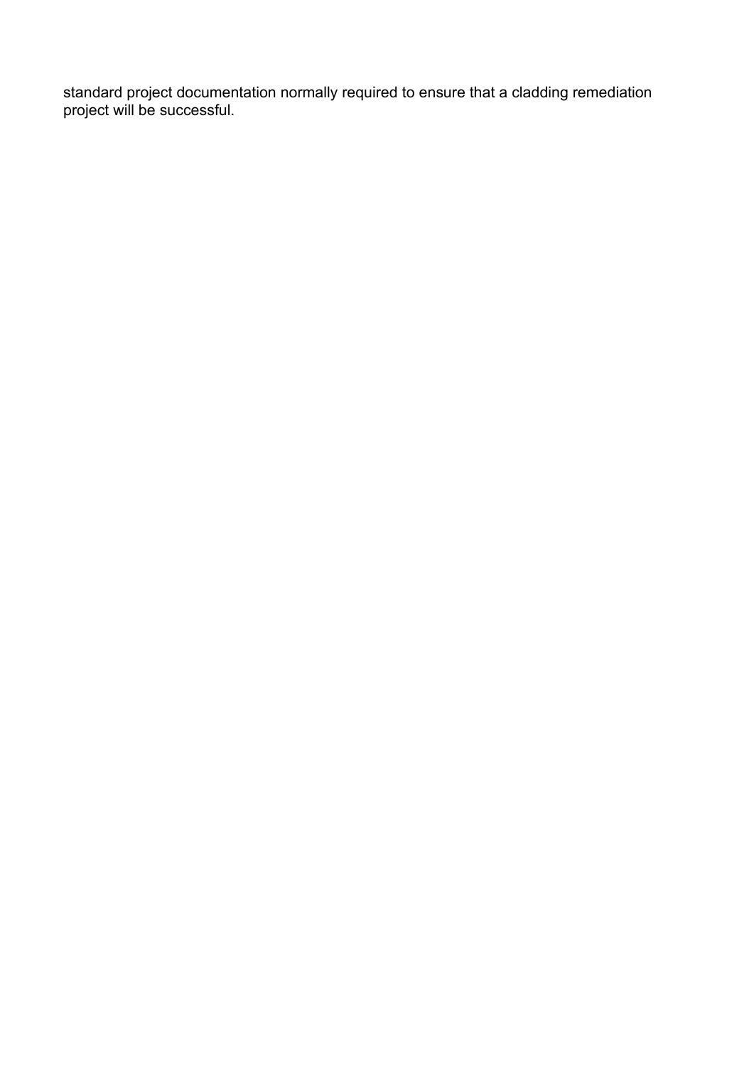standard project documentation normally required to ensure that a cladding remediation project will be successful.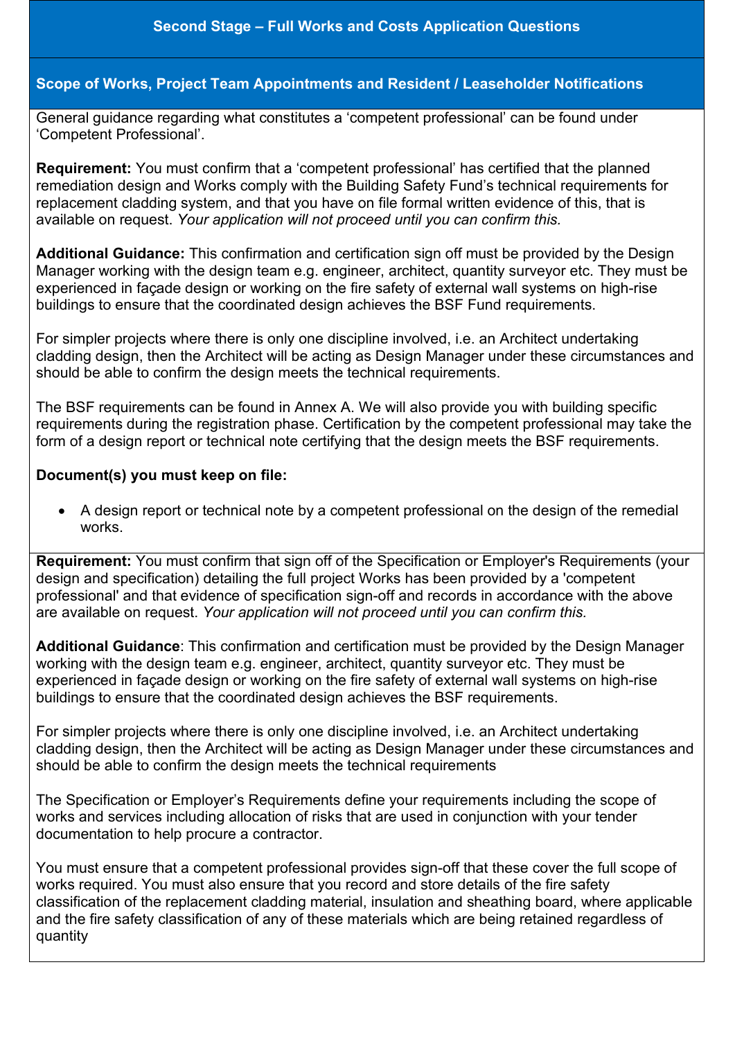## Second Stage – Full Works and Costs Application Questions

### Scope of Works, Project Team Appointments and Resident / Leaseholder Notifications

General guidance regarding what constitutes a 'competent professional' can be found under 'Competent Professional'.

**Requirement:** You must confirm that a 'competent professional' has certified that the planned remediation design and Works comply with the Building Safety Fund's technical requirements for replacement cladding system, and that you have on file formal written evidence of this, that is available on request. *Your application will not proceed until you can confirm this.*

**Additional Guidance:** This confirmation and certification sign off must be provided by the Design Manager working with the design team e.g. engineer, architect, quantity surveyor etc. They must be experienced in façade design or working on the fire safety of external wall systems on high-rise buildings to ensure that the coordinated design achieves the BSF Fund requirements.

For simpler projects where there is only one discipline involved, i.e. an Architect undertaking cladding design, then the Architect will be acting as Design Manager under these circumstances and should be able to confirm the design meets the technical requirements.

The BSF requirements can be found in Annex A. We will also provide you with building specific requirements during the registration phase. Certification by the competent professional may take the form of a design report or technical note certifying that the design meets the BSF requirements.

**Document(s) you must keep on file:**

- A design report or technical note by a competent professional on the design of the remedial works.

**Requirement:** You must confirm that sign off of the Specification or Employer's Requirements (your design and specification) detailing the full project Works has been provided by a 'competent professional' and that evidence of specification sign-off and records in accordance with the above are available on request. *Your application will not proceed until you can confirm this.*

**Additional Guidance**: This confirmation and certification must be provided by the Design Manager working with the design team e.g. engineer, architect, quantity surveyor etc. They must be experienced in façade design or working on the fire safety of external wall systems on high-rise buildings to ensure that the coordinated design achieves the BSF requirements.

For simpler projects where there is only one discipline involved, i.e. an Architect undertaking cladding design, then the Architect will be acting as Design Manager under these circumstances and should be able to confirm the design meets the technical requirements

The Specification or Employer's Requirements define your requirements including the scope of works and services including allocation of risks that are used in conjunction with your tender documentation to help procure a contractor.

You must ensure that a competent professional provides sign-off that these cover the full scope of works required. You must also ensure that you record and store details of the fire safety classification of the replacement cladding material, insulation and sheathing board, where applicable and the fire safety classification of any of these materials which are being retained regardless of quantity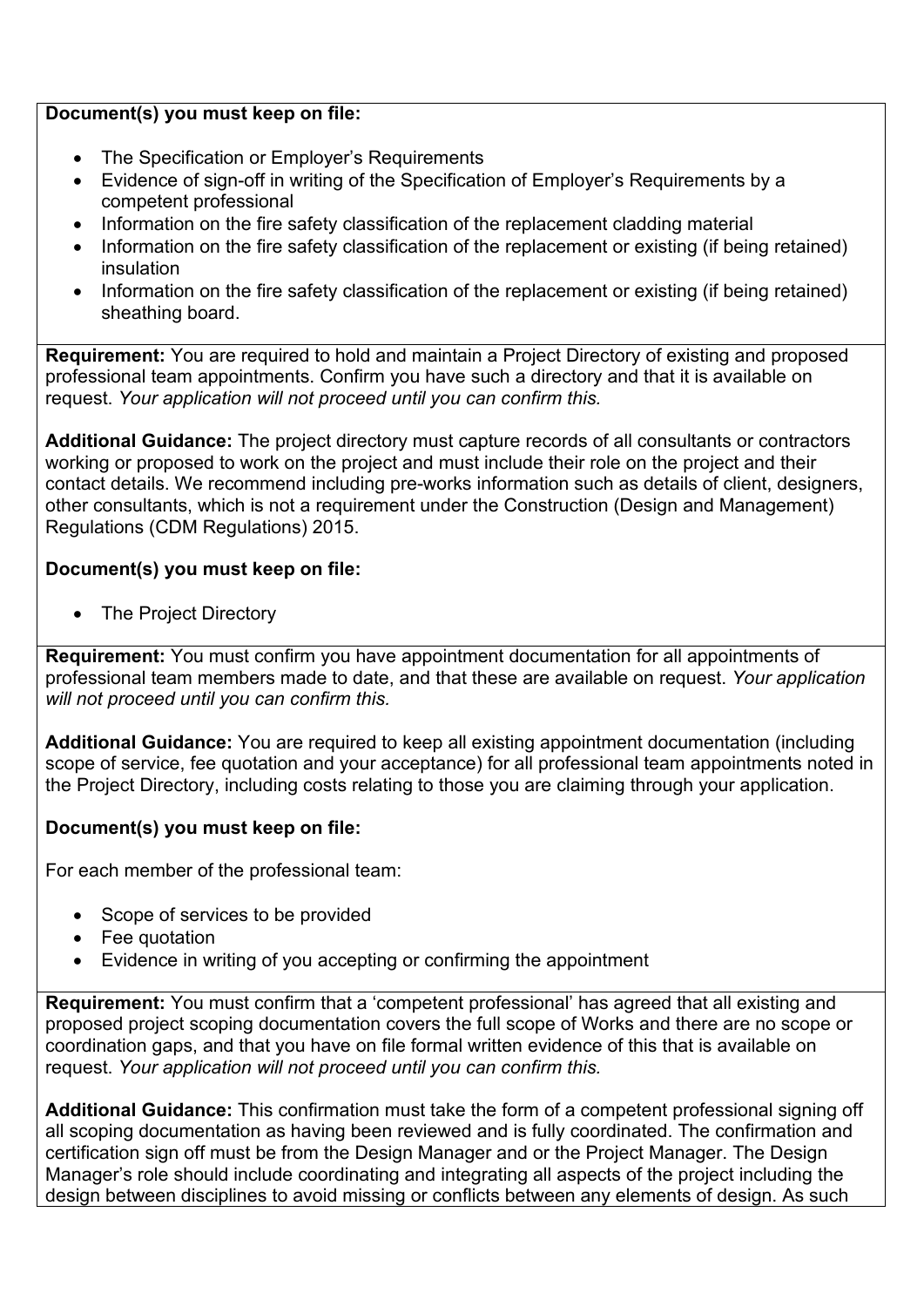**Document(s) you must keep on file:**

- The Specification or Employer's Requirements
- Evidence of sign-off in writing of the Specification of Employer's Requirements by a competent professional
- Information on the fire safety classification of the replacement cladding material
- Information on the fire safety classification of the replacement or existing (if being retained) insulation
- Information on the fire safety classification of the replacement or existing (if being retained) sheathing board.

**Requirement:** You are required to hold and maintain a Project Directory of existing and proposed professional team appointments. Confirm you have such a directory and that it is available on request. *Your application will not proceed until you can confirm this.*

**Additional Guidance:** The project directory must capture records of all consultants or contractors working or proposed to work on the project and must include their role on the project and their contact details. We recommend including pre-works information such as details of client, designers, other consultants, which is not a requirement under the Construction (Design and Management) Regulations (CDM Regulations) 2015.

**Document(s) you must keep on file:**

- The Project Directory

**Requirement:** You must confirm you have appointment documentation for all appointments of professional team members made to date, and that these are available on request. *Your application will not proceed until you can confirm this.*

**Additional Guidance:** You are required to keep all existing appointment documentation (including scope of service, fee quotation and your acceptance) for all professional team appointments noted in the Project Directory, including costs relating to those you are claiming through your application.

**Document(s) you must keep on file:**

For each member of the professional team:

- Scope of services to be provided
- Fee quotation
- Evidence in writing of you accepting or confirming the appointment

**Requirement:** You must confirm that a 'competent professional' has agreed that all existing and proposed project scoping documentation covers the full scope of Works and there are no scope or coordination gaps, and that you have on file formal written evidence of this that is available on request. *Your application will not proceed until you can confirm this.*

**Additional Guidance:** This confirmation must take the form of a competent professional signing off all scoping documentation as having been reviewed and is fully coordinated. The confirmation and certification sign off must be from the Design Manager and or the Project Manager. The Design Manager's role should include coordinating and integrating all aspects of the project including the design between disciplines to avoid missing or conflicts between any elements of design. As such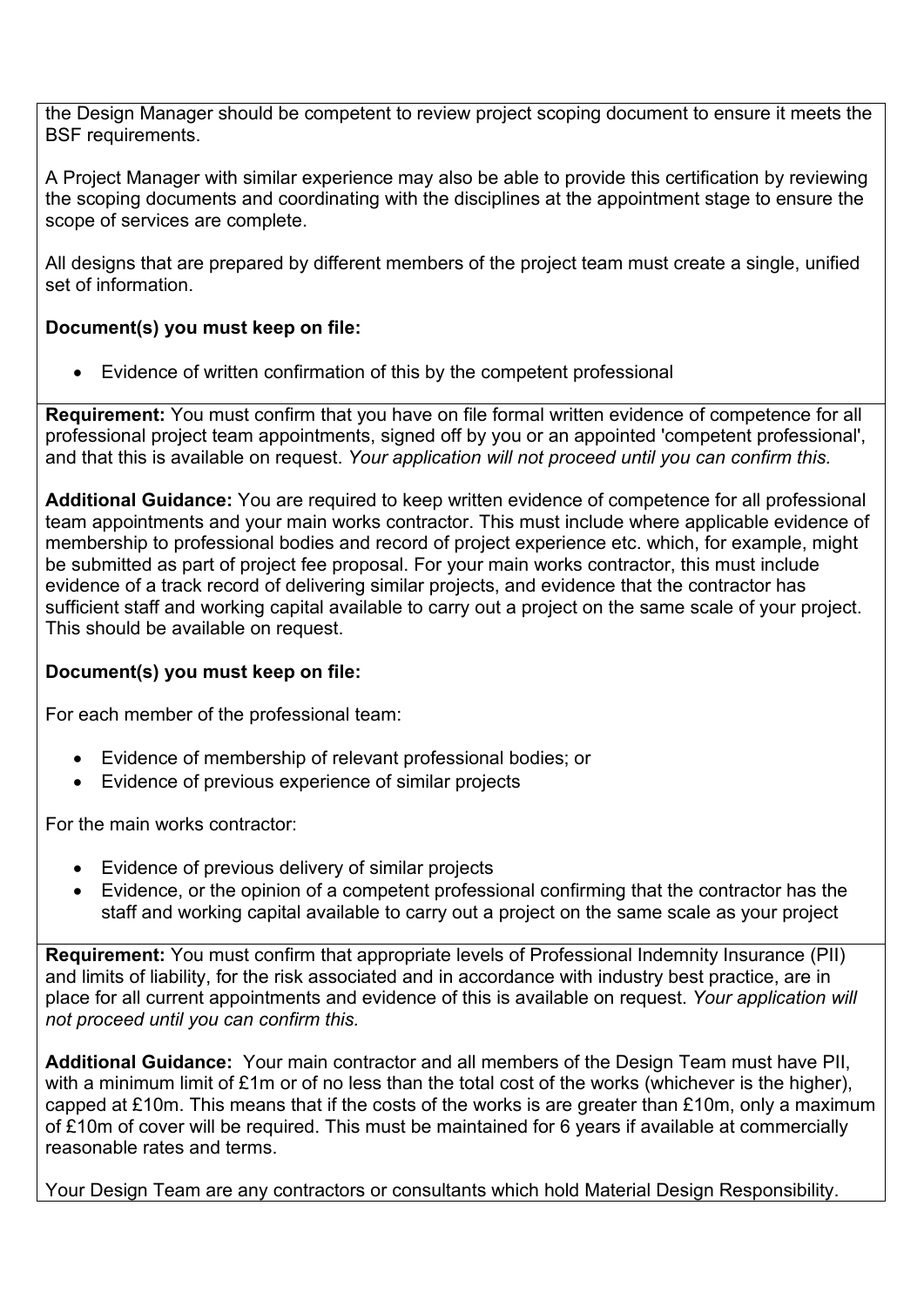the Design Manager should be competent to review project scoping document to ensure it meets the BSF requirements.

A Project Manager with similar experience may also be able to provide this certification by reviewing the scoping documents and coordinating with the disciplines at the appointment stage to ensure the scope of services are complete.

All designs that are prepared by different members of the project team must create a single, unified set of information.

**Document(s) you must keep on file:**

- Evidence of written confirmation of this by the competent professional

---

**Requirement:** You must confirm that you have on file formal written evidence of competence for all professional project team appointments, signed off by you or an appointed 'competent professional', and that this is available on request. *Your application will not proceed until you can confirm this.*

**Additional Guidance:** You are required to keep written evidence of competence for all professional team appointments and your main works contractor. This must include where applicable evidence of membership to professional bodies and record of project experience etc. which, for example, might be submitted as part of project fee proposal. For your main works contractor, this must include evidence of a track record of delivering similar projects, and evidence that the contractor has sufficient staff and working capital available to carry out a project on the same scale of your project. This should be available on request.

**Document(s) you must keep on file:**

For each member of the professional team:

- Evidence of membership of relevant professional bodies; or
- Evidence of previous experience of similar projects

For the main works contractor:

- Evidence of previous delivery of similar projects
- Evidence, or the opinion of a competent professional confirming that the contractor has the staff and working capital available to carry out a project on the same scale as your project

---

**Requirement:** You must confirm that appropriate levels of Professional Indemnity Insurance (PII) and limits of liability, for the risk associated and in accordance with industry best practice, are in place for all current appointments and evidence of this is available on request. *Your application will not proceed until you can confirm this.*

**Additional Guidance:** Your main contractor and all members of the Design Team must have PII, with a minimum limit of £1m or of no less than the total cost of the works (whichever is the higher), capped at £10m. This means that if the costs of the works is are greater than £10m, only a maximum of £10m of cover will be required. This must be maintained for 6 years if available at commercially reasonable rates and terms.

Your Design Team are any contractors or consultants which hold Material Design Responsibility.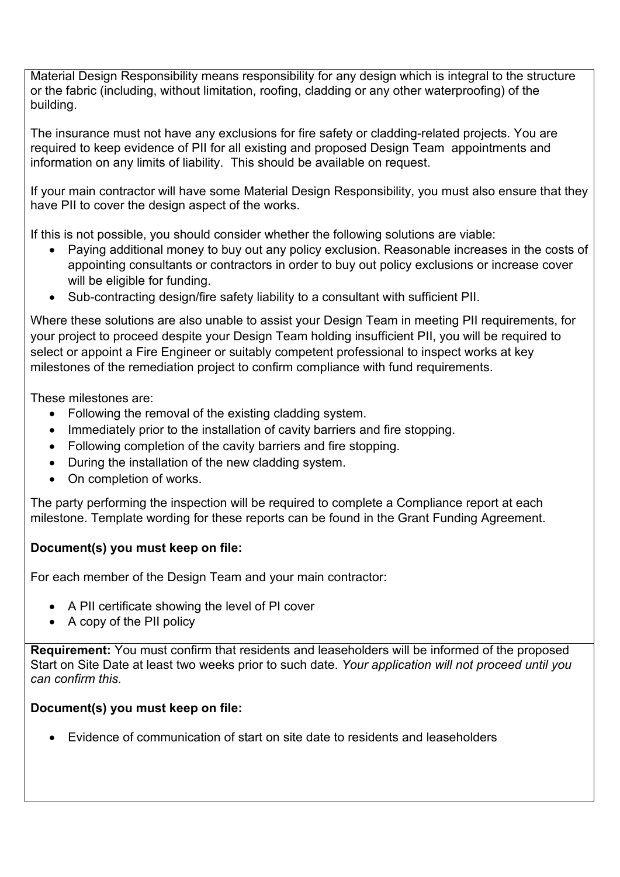Material Design Responsibility means responsibility for any design which is integral to the structure or the fabric (including, without limitation, roofing, cladding or any other waterproofing) of the building.

The insurance must not have any exclusions for fire safety or cladding-related projects. You are required to keep evidence of PII for all existing and proposed Design Team appointments and information on any limits of liability. This should be available on request.

If your main contractor will have some Material Design Responsibility, you must also ensure that they have PII to cover the design aspect of the works.

If this is not possible, you should consider whether the following solutions are viable:

- Paying additional money to buy out any policy exclusion. Reasonable increases in the costs of appointing consultants or contractors in order to buy out policy exclusions or increase cover will be eligible for funding.
- Sub-contracting design/fire safety liability to a consultant with sufficient PII.

Where these solutions are also unable to assist your Design Team in meeting PII requirements, for your project to proceed despite your Design Team holding insufficient PII, you will be required to select or appoint a Fire Engineer or suitably competent professional to inspect works at key milestones of the remediation project to confirm compliance with fund requirements.

These milestones are:

- Following the removal of the existing cladding system.
- Immediately prior to the installation of cavity barriers and fire stopping.
- Following completion of the cavity barriers and fire stopping.
- During the installation of the new cladding system.
- On completion of works.

The party performing the inspection will be required to complete a Compliance report at each milestone. Template wording for these reports can be found in the Grant Funding Agreement.

**Document(s) you must keep on file:**

For each member of the Design Team and your main contractor:

- A PII certificate showing the level of PI cover
- A copy of the PII policy

**Requirement:** You must confirm that residents and leaseholders will be informed of the proposed Start on Site Date at least two weeks prior to such date. *Your application will not proceed until you can confirm this.*

**Document(s) you must keep on file:**

- Evidence of communication of start on site date to residents and leaseholders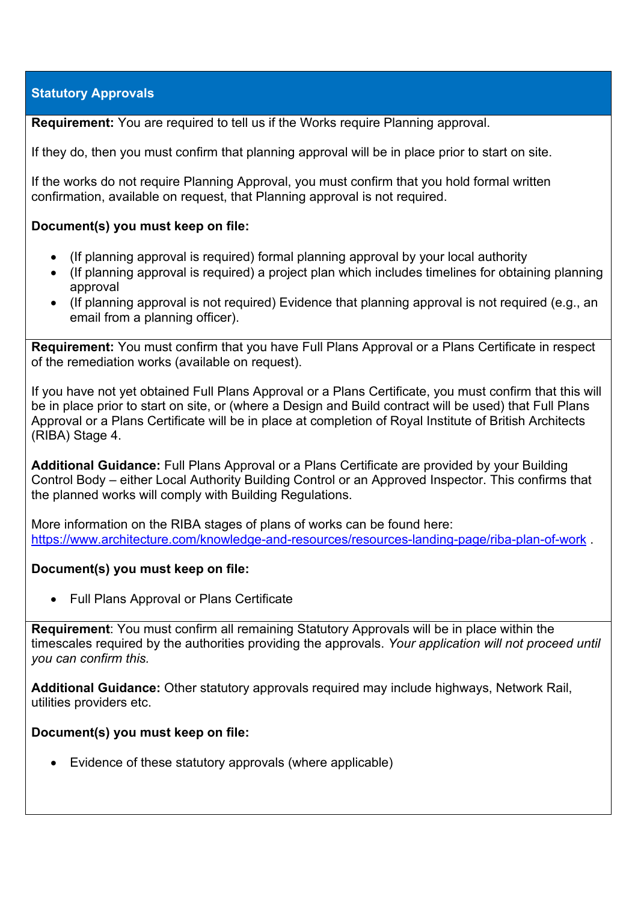## Statistical Approvals

**Requirement:** You are required to tell us if the Works require Planning approval.

If they do, then you must confirm that planning approval will be in place prior to start on site.

If the works do not require Planning Approval, you must confirm that you hold formal written confirmation, available on request, that Planning approval is not required.

**Document(s) you must keep on file:**

- (If planning approval is required) formal planning approval by your local authority
- (If planning approval is required) a project plan which includes timelines for obtaining planning approval
- (If planning approval is not required) Evidence that planning approval is not required (e.g., an email from a planning officer).

**Requirement:** You must confirm that you have Full Plans Approval or a Plans Certificate in respect of the remediation works (available on request).

If you have not yet obtained Full Plans Approval or a Plans Certificate, you must confirm that this will be in place prior to start on site, or (where a Design and Build contract will be used) that Full Plans Approval or a Plans Certificate will be in place at completion of Royal Institute of British Architects (RIBA) Stage 4.

**Additional Guidance:** Full Plans Approval or a Plans Certificate are provided by your Building Control Body – either Local Authority Building Control or an Approved Inspector. This confirms that the planned works will comply with Building Regulations.

More information on the RIBA stages of plans of works can be found here: [https://www.architecture.com/knowledge-and-resources/resources-landing-page/riba-plan-of-work](https://www.architecture.com/knowledge-and-resources/resources-landing-page/riba-plan-of-work) .

**Document(s) you must keep on file:**

- Full Plans Approval or Plans Certificate

**Requirement**: You must confirm all remaining Statutory Approvals will be in place within the timescales required by the authorities providing the approvals. *Your application will not proceed until you can confirm this.*

**Additional Guidance:** Other statutory approvals required may include highways, Network Rail, utilities providers etc.

**Document(s) you must keep on file:**

- Evidence of these statutory approvals (where applicable)

## Statutory Approvals

**Requirement:** You are required to tell us if the Works require Planning approval.

If they do, then you must confirm that planning approval will be in place prior to start on site.

If the works do not require Planning Approval, you must confirm that you hold formal written confirmation, available on request, that Planning approval is not required.

**Document(s) you must keep on file:**

- (If planning approval is required) formal planning approval by your local authority
- (If planning approval is required) a project plan which includes timelines for obtaining planning approval
- (If planning approval is not required) Evidence that planning approval is not required (e.g., an email from a planning officer).

**Requirement:** You must confirm that you have Full Plans Approval or a Plans Certificate in respect of the remediation works (available on request).

If you have not yet obtained Full Plans Approval or a Plans Certificate, you must confirm that this will be in place prior to start on site, or (where a Design and Build contract will be used) that Full Plans Approval or a Plans Certificate will be in place at completion of Royal Institute of British Architects (RIBA) Stage 4.

**Additional Guidance:** Full Plans Approval or a Plans Certificate are provided by your Building Control Body – either Local Authority Building Control or an Approved Inspector. This confirms that the planned works will comply with Building Regulations.

More information on the RIBA stages of plans of works can be found here: [https://www.architecture.com/knowledge-and-resources/resources-landing-page/riba-plan-of-work](https://www.architecture.com/knowledge-and-resources/resources-landing-page/riba-plan-of-work) .

**Document(s) you must keep on file:**

- Full Plans Approval or Plans Certificate

**Requirement**: You must confirm all remaining Statutory Approvals will be in place within the timescales required by the authorities providing the approvals. *Your application will not proceed until you can confirm this.*

**Additional Guidance:** Other statutory approvals required may include highways, Network Rail, utilities providers etc.

**Document(s) you must keep on file:**

- Evidence of these statutory approvals (where applicable)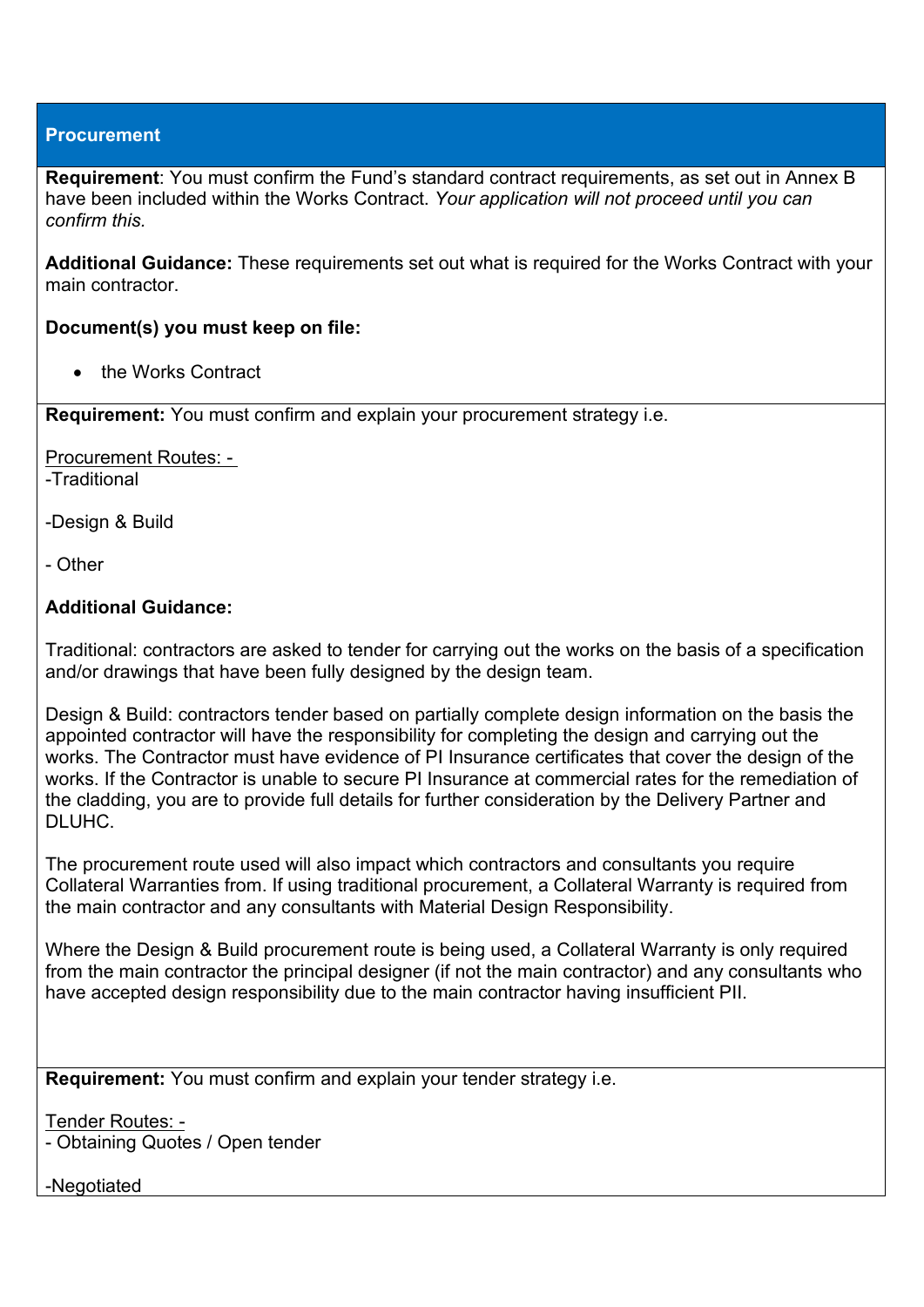## Procurement

**Requirement**: You must confirm the Fund's standard contract requirements, as set out in Annex B have been included within the Works Contract. *Your application will not proceed until you can confirm this.*

**Additional Guidance:** These requirements set out what is required for the Works Contract with your main contractor.

**Document(s) you must keep on file:**

- the Works Contract

---

**Requirement:** You must confirm and explain your procurement strategy i.e.

Procurement Routes: -
-Traditional

-Design & Build

- Other

**Additional Guidance:**

Traditional: contractors are asked to tender for carrying out the works on the basis of a specification and/or drawings that have been fully designed by the design team.

Design & Build: contractors tender based on partially complete design information on the basis the appointed contractor will have the responsibility for completing the design and carrying out the works. The Contractor must have evidence of PI Insurance certificates that cover the design of the works. If the Contractor is unable to secure PI Insurance at commercial rates for the remediation of the cladding, you are to provide full details for further consideration by the Delivery Partner and DLUHC.

The procurement route used will also impact which contractors and consultants you require Collateral Warranties from. If using traditional procurement, a Collateral Warranty is required from the main contractor and any consultants with Material Design Responsibility.

Where the Design & Build procurement route is being used, a Collateral Warranty is only required from the main contractor the principal designer (if not the main contractor) and any consultants who have accepted design responsibility due to the main contractor having insufficient PII.

---

**Requirement:** You must confirm and explain your tender strategy i.e.

Tender Routes: -
- Obtaining Quotes / Open tender

-Negotiated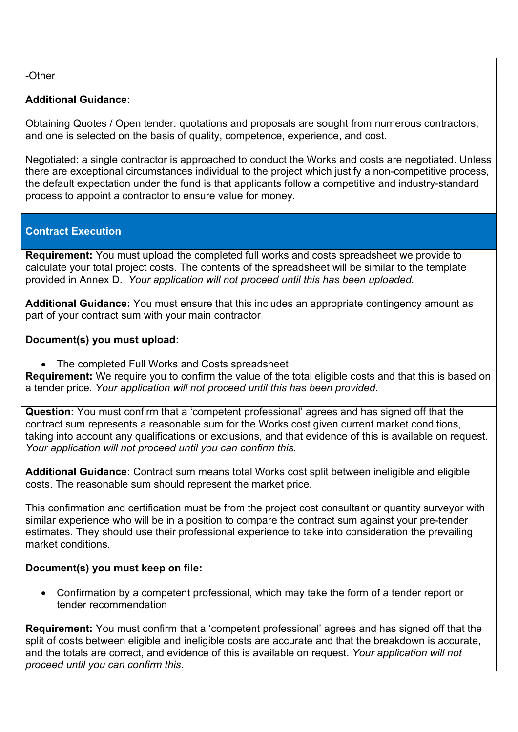-Other

**Additional Guidance:**

Obtaining Quotes / Open tender: quotations and proposals are sought from numerous contractors, and one is selected on the basis of quality, competence, experience, and cost.

Negotiated: a single contractor is approached to conduct the Works and costs are negotiated. Unless there are exceptional circumstances individual to the project which justify a non-competitive process, the default expectation under the fund is that applicants follow a competitive and industry-standard process to appoint a contractor to ensure value for money.

## Contract Execution

**Requirement:** You must upload the completed full works and costs spreadsheet we provide to calculate your total project costs. The contents of the spreadsheet will be similar to the template provided in Annex D. *Your application will not proceed until this has been uploaded.*

**Additional Guidance:** You must ensure that this includes an appropriate contingency amount as part of your contract sum with your main contractor

**Document(s) you must upload:**

- The completed Full Works and Costs spreadsheet

**Requirement:** We require you to confirm the value of the total eligible costs and that this is based on a tender price. *Your application will not proceed until this has been provided.*

**Question:** You must confirm that a 'competent professional' agrees and has signed off that the contract sum represents a reasonable sum for the Works cost given current market conditions, taking into account any qualifications or exclusions, and that evidence of this is available on request. *Your application will not proceed until you can confirm this.*

**Additional Guidance:** Contract sum means total Works cost split between ineligible and eligible costs. The reasonable sum should represent the market price.

This confirmation and certification must be from the project cost consultant or quantity surveyor with similar experience who will be in a position to compare the contract sum against your pre-tender estimates. They should use their professional experience to take into consideration the prevailing market conditions.

**Document(s) you must keep on file:**

- Confirmation by a competent professional, which may take the form of a tender report or tender recommendation

**Requirement:** You must confirm that a 'competent professional' agrees and has signed off that the split of costs between eligible and ineligible costs are accurate and that the breakdown is accurate, and the totals are correct, and evidence of this is available on request. *Your application will not proceed until you can confirm this.*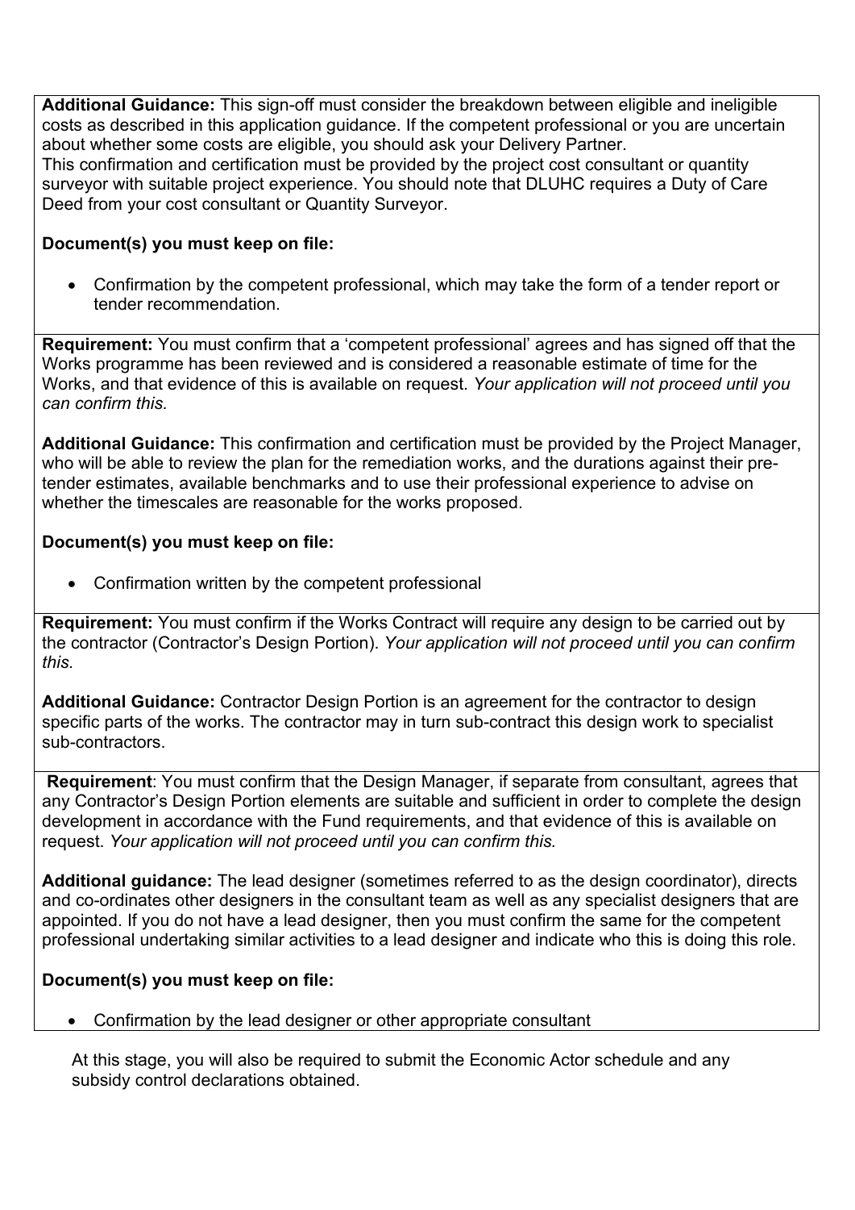**Additional Guidance:** This sign-off must consider the breakdown between eligible and ineligible costs as described in this application guidance. If the competent professional or you are uncertain about whether some costs are eligible, you should ask your Delivery Partner.
This confirmation and certification must be provided by the project cost consultant or quantity surveyor with suitable project experience. You should note that DLUHC requires a Duty of Care Deed from your cost consultant or Quantity Surveyor.

**Document(s) you must keep on file:**

- Confirmation by the competent professional, which may take the form of a tender report or tender recommendation.

---

**Requirement:** You must confirm that a 'competent professional' agrees and has signed off that the Works programme has been reviewed and is considered a reasonable estimate of time for the Works, and that evidence of this is available on request. *Your application will not proceed until you can confirm this.*

**Additional Guidance:** This confirmation and certification must be provided by the Project Manager, who will be able to review the plan for the remediation works, and the durations against their pre-tender estimates, available benchmarks and to use their professional experience to advise on whether the timescales are reasonable for the works proposed.

**Document(s) you must keep on file:**

- Confirmation written by the competent professional

---

**Requirement:** You must confirm if the Works Contract will require any design to be carried out by the contractor (Contractor's Design Portion). *Your application will not proceed until you can confirm this.*

**Additional Guidance:** Contractor Design Portion is an agreement for the contractor to design specific parts of the works. The contractor may in turn sub-contract this design work to specialist sub-contractors.

---

**Requirement**: You must confirm that the Design Manager, if separate from consultant, agrees that any Contractor's Design Portion elements are suitable and sufficient in order to complete the design development in accordance with the Fund requirements, and that evidence of this is available on request. *Your application will not proceed until you can confirm this.*

**Additional guidance:** The lead designer (sometimes referred to as the design coordinator), directs and co-ordinates other designers in the consultant team as well as any specialist designers that are appointed. If you do not have a lead designer, then you must confirm the same for the competent professional undertaking similar activities to a lead designer and indicate who this is doing this role.

**Document(s) you must keep on file:**

- Confirmation by the lead designer or other appropriate consultant

---

At this stage, you will also be required to submit the Economic Actor schedule and any subsidy control declarations obtained.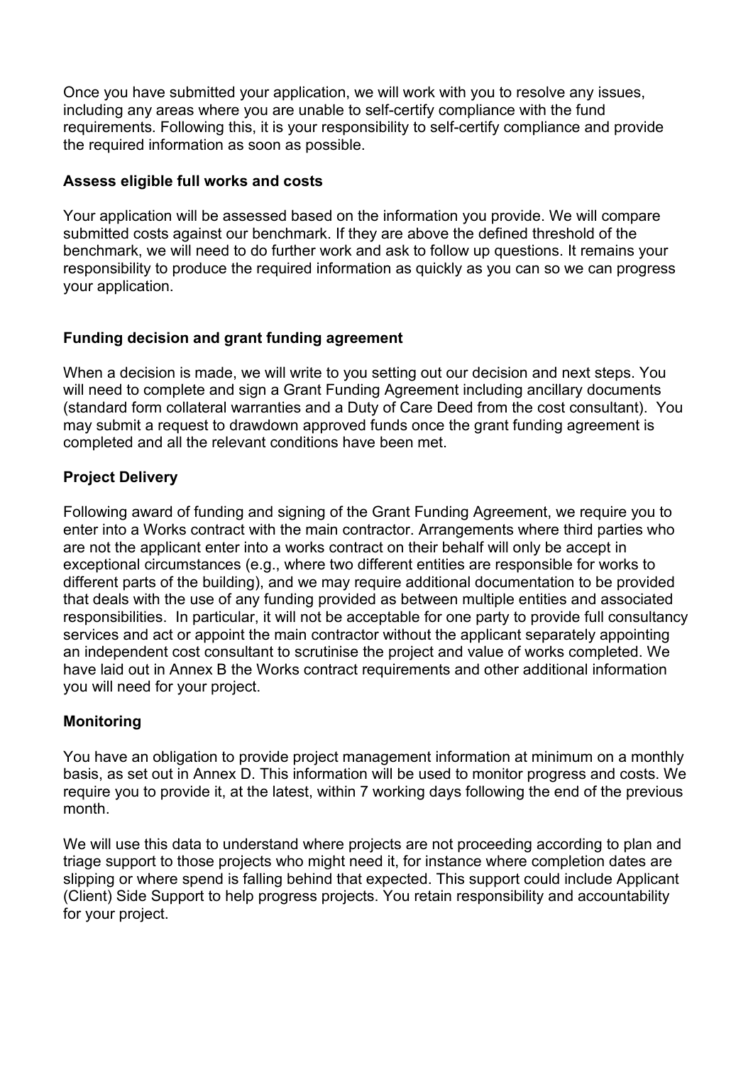Once you have submitted your application, we will work with you to resolve any issues, including any areas where you are unable to self-certify compliance with the fund requirements. Following this, it is your responsibility to self-certify compliance and provide the required information as soon as possible.

**Assess eligible full works and costs**

Your application will be assessed based on the information you provide. We will compare submitted costs against our benchmark. If they are above the defined threshold of the benchmark, we will need to do further work and ask to follow up questions. It remains your responsibility to produce the required information as quickly as you can so we can progress your application.

**Funding decision and grant funding agreement**

When a decision is made, we will write to you setting out our decision and next steps. You will need to complete and sign a Grant Funding Agreement including ancillary documents (standard form collateral warranties and a Duty of Care Deed from the cost consultant). You may submit a request to drawdown approved funds once the grant funding agreement is completed and all the relevant conditions have been met.

**Project Delivery**

Following award of funding and signing of the Grant Funding Agreement, we require you to enter into a Works contract with the main contractor. Arrangements where third parties who are not the applicant enter into a works contract on their behalf will only be accept in exceptional circumstances (e.g., where two different entities are responsible for works to different parts of the building), and we may require additional documentation to be provided that deals with the use of any funding provided as between multiple entities and associated responsibilities. In particular, it will not be acceptable for one party to provide full consultancy services and act or appoint the main contractor without the applicant separately appointing an independent cost consultant to scrutinise the project and value of works completed. We have laid out in Annex B the Works contract requirements and other additional information you will need for your project.

**Monitoring**

You have an obligation to provide project management information at minimum on a monthly basis, as set out in Annex D. This information will be used to monitor progress and costs. We require you to provide it, at the latest, within 7 working days following the end of the previous month.

We will use this data to understand where projects are not proceeding according to plan and triage support to those projects who might need it, for instance where completion dates are slipping or where spend is falling behind that expected. This support could include Applicant (Client) Side Support to help progress projects. You retain responsibility and accountability for your project.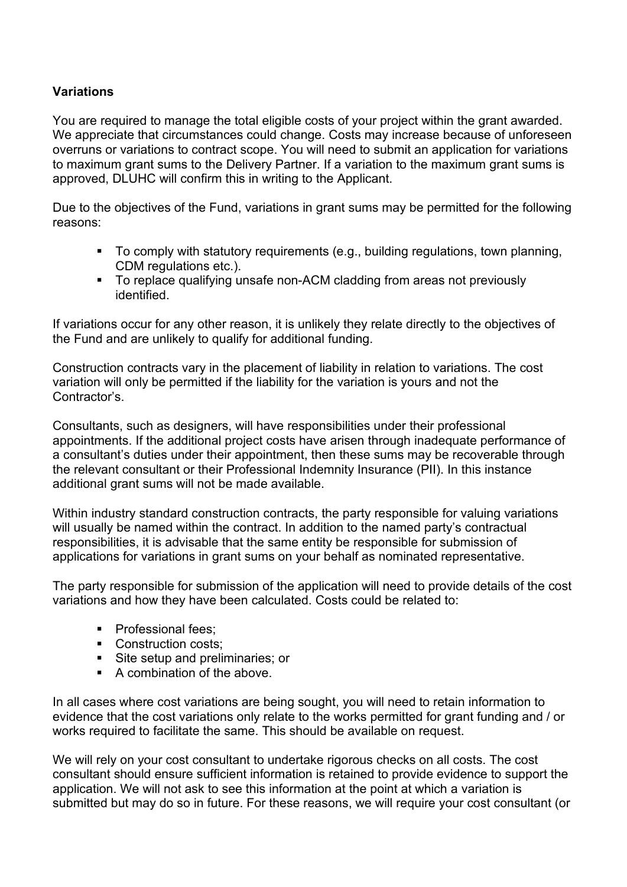**Variations**

You are required to manage the total eligible costs of your project within the grant awarded. We appreciate that circumstances could change. Costs may increase because of unforeseen overruns or variations to contract scope. You will need to submit an application for variations to maximum grant sums to the Delivery Partner. If a variation to the maximum grant sums is approved, DLUHC will confirm this in writing to the Applicant.

Due to the objectives of the Fund, variations in grant sums may be permitted for the following reasons:

- To comply with statutory requirements (e.g., building regulations, town planning, CDM regulations etc.).
- To replace qualifying unsafe non-ACM cladding from areas not previously identified.

If variations occur for any other reason, it is unlikely they relate directly to the objectives of the Fund and are unlikely to qualify for additional funding.

Construction contracts vary in the placement of liability in relation to variations. The cost variation will only be permitted if the liability for the variation is yours and not the Contractor's.

Consultants, such as designers, will have responsibilities under their professional appointments. If the additional project costs have arisen through inadequate performance of a consultant's duties under their appointment, then these sums may be recoverable through the relevant consultant or their Professional Indemnity Insurance (PII). In this instance additional grant sums will not be made available.

Within industry standard construction contracts, the party responsible for valuing variations will usually be named within the contract. In addition to the named party's contractual responsibilities, it is advisable that the same entity be responsible for submission of applications for variations in grant sums on your behalf as nominated representative.

The party responsible for submission of the application will need to provide details of the cost variations and how they have been calculated. Costs could be related to:

- Professional fees;
- Construction costs;
- Site setup and preliminaries; or
- A combination of the above.

In all cases where cost variations are being sought, you will need to retain information to evidence that the cost variations only relate to the works permitted for grant funding and / or works required to facilitate the same. This should be available on request.

We will rely on your cost consultant to undertake rigorous checks on all costs. The cost consultant should ensure sufficient information is retained to provide evidence to support the application. We will not ask to see this information at the point at which a variation is submitted but may do so in future. For these reasons, we will require your cost consultant (or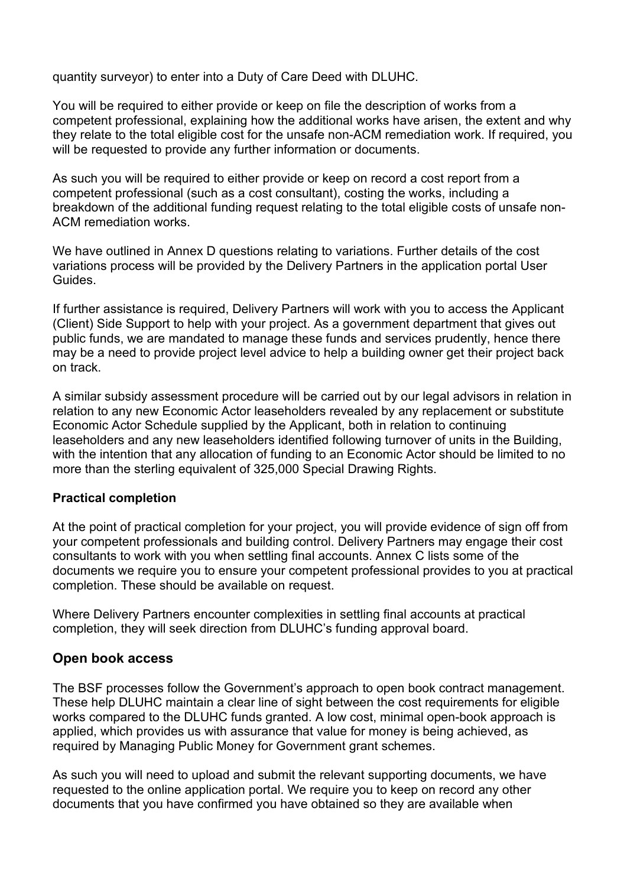quantity surveyor) to enter into a Duty of Care Deed with DLUHC.

You will be required to either provide or keep on file the description of works from a competent professional, explaining how the additional works have arisen, the extent and why they relate to the total eligible cost for the unsafe non-ACM remediation work. If required, you will be requested to provide any further information or documents.

As such you will be required to either provide or keep on record a cost report from a competent professional (such as a cost consultant), costing the works, including a breakdown of the additional funding request relating to the total eligible costs of unsafe non-ACM remediation works.

We have outlined in Annex D questions relating to variations. Further details of the cost variations process will be provided by the Delivery Partners in the application portal User Guides.

If further assistance is required, Delivery Partners will work with you to access the Applicant (Client) Side Support to help with your project. As a government department that gives out public funds, we are mandated to manage these funds and services prudently, hence there may be a need to provide project level advice to help a building owner get their project back on track.

A similar subsidy assessment procedure will be carried out by our legal advisors in relation in relation to any new Economic Actor leaseholders revealed by any replacement or substitute Economic Actor Schedule supplied by the Applicant, both in relation to continuing leaseholders and any new leaseholders identified following turnover of units in the Building, with the intention that any allocation of funding to an Economic Actor should be limited to no more than the sterling equivalent of 325,000 Special Drawing Rights.

**Practical completion**

At the point of practical completion for your project, you will provide evidence of sign off from your competent professionals and building control. Delivery Partners may engage their cost consultants to work with you when settling final accounts. Annex C lists some of the documents we require you to ensure your competent professional provides to you at practical completion. These should be available on request.

Where Delivery Partners encounter complexities in settling final accounts at practical completion, they will seek direction from DLUHC's funding approval board.

## Open book access

The BSF processes follow the Government's approach to open book contract management. These help DLUHC maintain a clear line of sight between the cost requirements for eligible works compared to the DLUHC funds granted. A low cost, minimal open-book approach is applied, which provides us with assurance that value for money is being achieved, as required by Managing Public Money for Government grant schemes.

As such you will need to upload and submit the relevant supporting documents, we have requested to the online application portal. We require you to keep on record any other documents that you have confirmed you have obtained so they are available when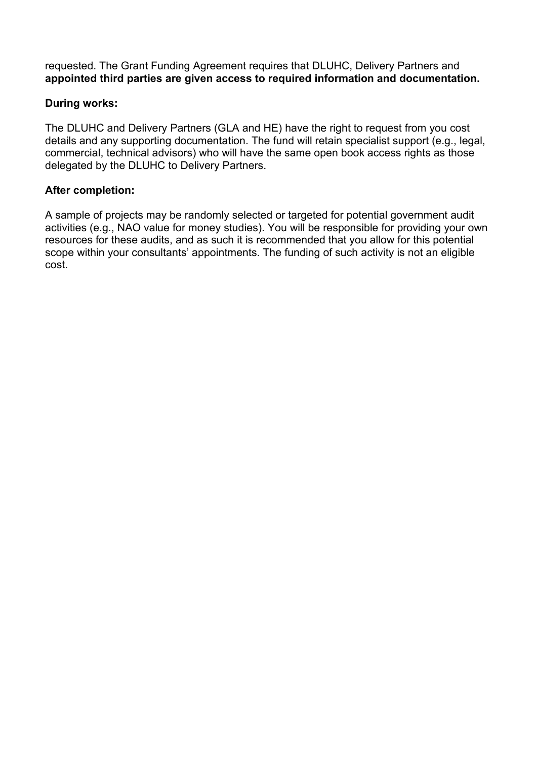requested. The Grant Funding Agreement requires that DLUHC, Delivery Partners and **appointed third parties are given access to required information and documentation.**

**During works:**

The DLUHC and Delivery Partners (GLA and HE) have the right to request from you cost details and any supporting documentation. The fund will retain specialist support (e.g., legal, commercial, technical advisors) who will have the same open book access rights as those delegated by the DLUHC to Delivery Partners.

**After completion:**

A sample of projects may be randomly selected or targeted for potential government audit activities (e.g., NAO value for money studies). You will be responsible for providing your own resources for these audits, and as such it is recommended that you allow for this potential scope within your consultants' appointments. The funding of such activity is not an eligible cost.